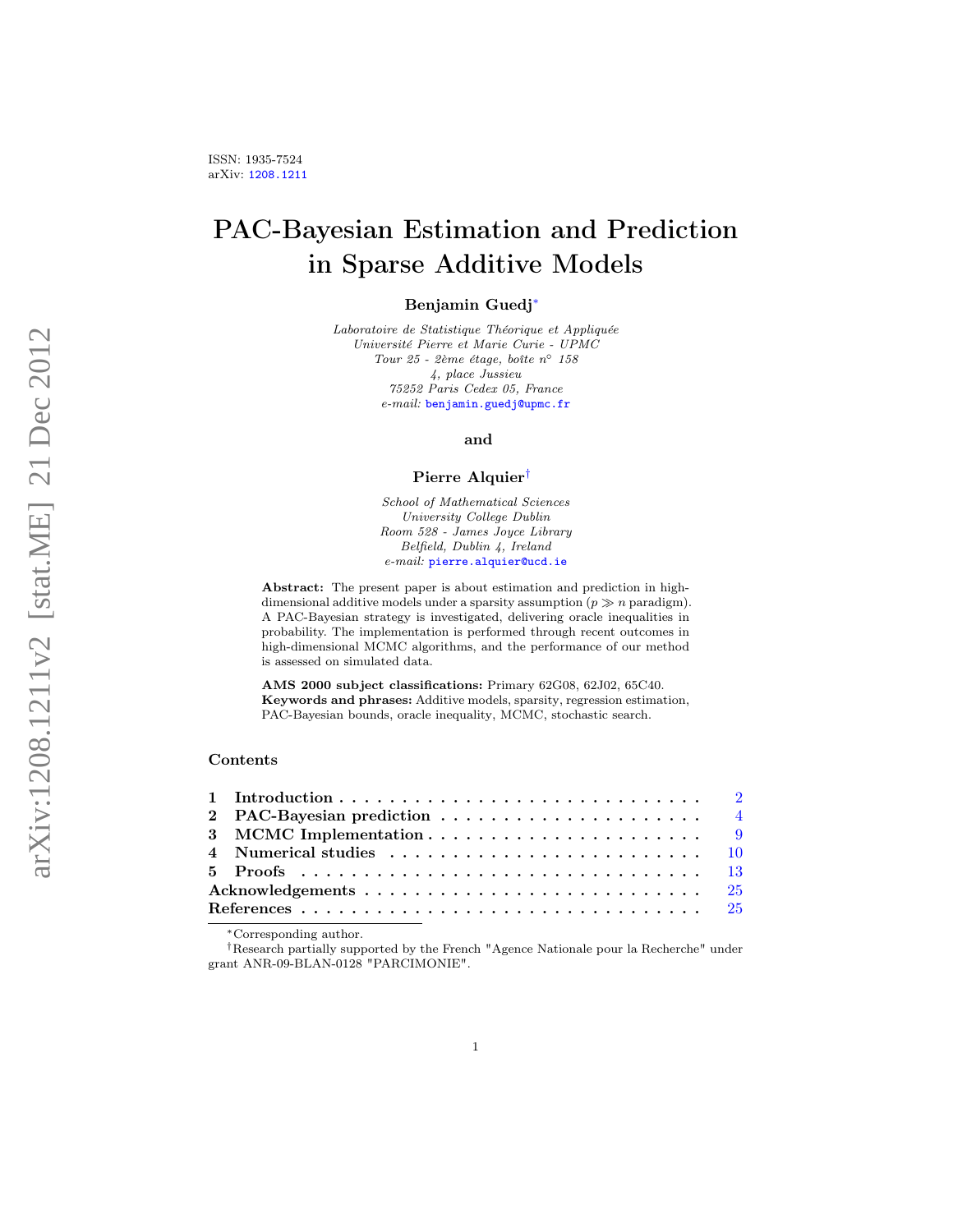ISSN: 1935-7524
arXiv: 1208.1211

# PAC-Bayesian Estimation and Prediction in Sparse Additive Models

**Benjamin Guedj***

*Laboratoire de Statistique Théorique et Appliquée*
*Université Pierre et Marie Curie - UPMC*
*Tour 25 - 2ème étage, boîte n° 158*
*4, place Jussieu*
*75252 Paris Cedex 05, France*
*e-mail:* benjamin.guedj@upmc.fr

**and**

**Pierre Alquier†**

*School of Mathematical Sciences*
*University College Dublin*
*Room 528 - James Joyce Library*
*Belfield, Dublin 4, Ireland*
*e-mail:* pierre.alquier@ucd.ie

**Abstract:** The present paper is about estimation and prediction in high-dimensional additive models under a sparsity assumption ($p \gg n$ paradigm). A PAC-Bayesian strategy is investigated, delivering oracle inequalities in probability. The implementation is performed through recent outcomes in high-dimensional MCMC algorithms, and the performance of our method is assessed on simulated data.

**AMS 2000 subject classifications:** Primary 62G08, 62J02, 65C40.
**Keywords and phrases:** Additive models, sparsity, regression estimation, PAC-Bayesian bounds, oracle inequality, MCMC, stochastic search.

## Contents

| | | |
|---|---|---|
| 1 | Introduction | 2 |
| 2 | PAC-Bayesian prediction | 4 |
| 3 | MCMC Implementation | 9 |
| 4 | Numerical studies | 10 |
| 5 | Proofs | 13 |
| | Acknowledgements | 25 |
| | References | 25 |

*Corresponding author.

†Research partially supported by the French "Agence Nationale pour la Recherche" under grant ANR-09-BLAN-0128 "PARCIMONIE".

arXiv:1208.1211v2 [stat.ME] 21 Dec 2012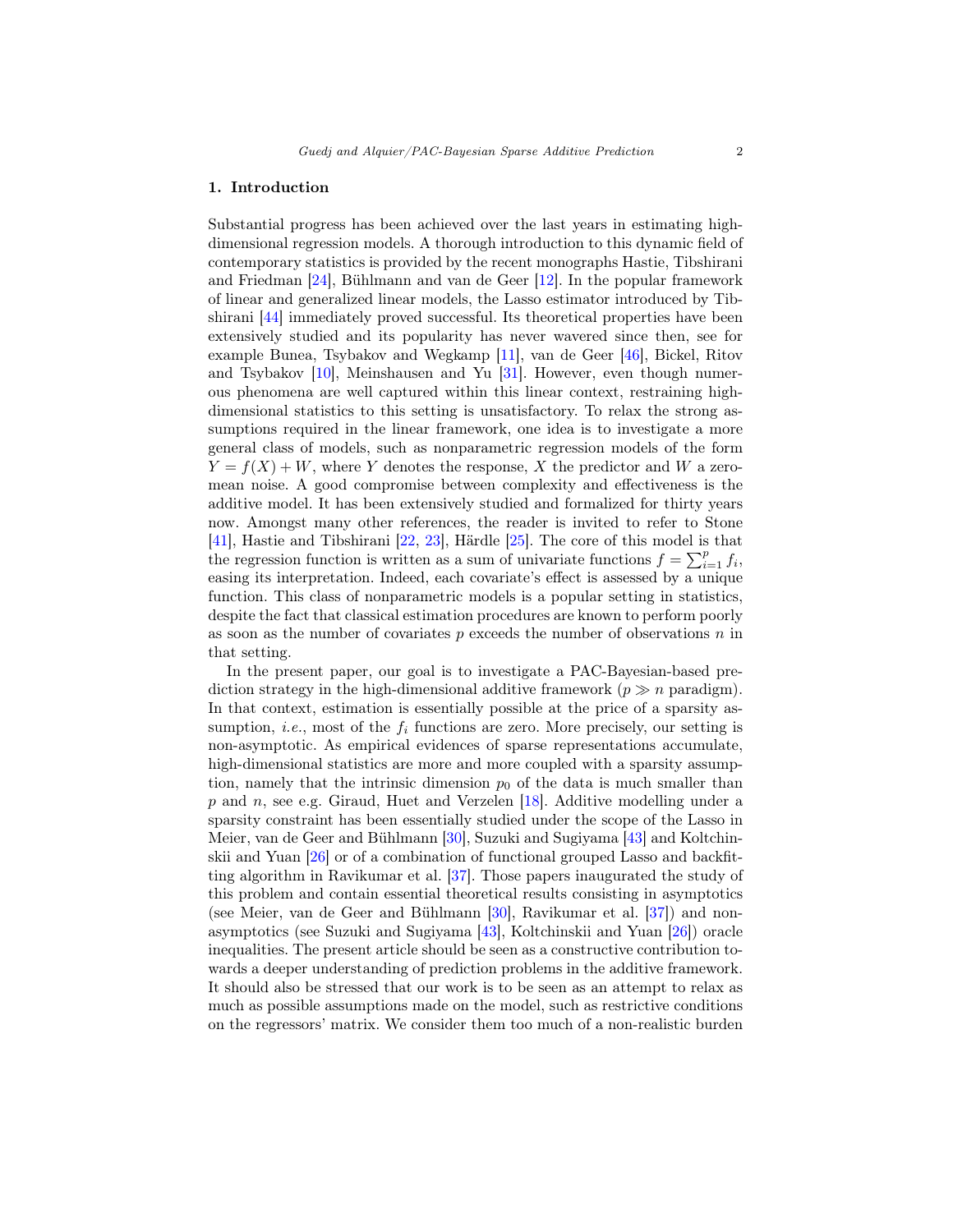## 1. Introduction

Substantial progress has been achieved over the last years in estimating high-dimensional regression models. A thorough introduction to this dynamic field of contemporary statistics is provided by the recent monographs Hastie, Tibshirani and Friedman [24], Bühlmann and van de Geer [12]. In the popular framework of linear and generalized linear models, the Lasso estimator introduced by Tibshirani [44] immediately proved successful. Its theoretical properties have been extensively studied and its popularity has never wavered since then, see for example Bunea, Tsybakov and Wegkamp [11], van de Geer [46], Bickel, Ritov and Tsybakov [10], Meinshausen and Yu [31]. However, even though numerous phenomena are well captured within this linear context, restraining high-dimensional statistics to this setting is unsatisfactory. To relax the strong assumptions required in the linear framework, one idea is to investigate a more general class of models, such as nonparametric regression models of the form $Y = f(X) + W$, where $Y$ denotes the response, $X$ the predictor and $W$ a zero-mean noise. A good compromise between complexity and effectiveness is the additive model. It has been extensively studied and formalized for thirty years now. Amongst many other references, the reader is invited to refer to Stone [41], Hastie and Tibshirani [22, 23], Härdle [25]. The core of this model is that the regression function is written as a sum of univariate functions $f = \sum_{i=1}^{p} f_i$, easing its interpretation. Indeed, each covariate's effect is assessed by a unique function. This class of nonparametric models is a popular setting in statistics, despite the fact that classical estimation procedures are known to perform poorly as soon as the number of covariates $p$ exceeds the number of observations $n$ in that setting.

In the present paper, our goal is to investigate a PAC-Bayesian-based prediction strategy in the high-dimensional additive framework ($p \gg n$ paradigm). In that context, estimation is essentially possible at the price of a sparsity assumption, *i.e.*, most of the $f_i$ functions are zero. More precisely, our setting is non-asymptotic. As empirical evidences of sparse representations accumulate, high-dimensional statistics are more and more coupled with a sparsity assumption, namely that the intrinsic dimension $p_0$ of the data is much smaller than $p$ and $n$, see e.g. Giraud, Huet and Verzelen [18]. Additive modelling under a sparsity constraint has been essentially studied under the scope of the Lasso in Meier, van de Geer and Bühlmann [30], Suzuki and Sugiyama [43] and Koltchinskii and Yuan [26] or of a combination of functional grouped Lasso and backfitting algorithm in Ravikumar et al. [37]. Those papers inaugurated the study of this problem and contain essential theoretical results consisting in asymptotics (see Meier, van de Geer and Bühlmann [30], Ravikumar et al. [37]) and non-asymptotics (see Suzuki and Sugiyama [43], Koltchinskii and Yuan [26]) oracle inequalities. The present article should be seen as a constructive contribution towards a deeper understanding of prediction problems in the additive framework. It should also be stressed that our work is to be seen as an attempt to relax as much as possible assumptions made on the model, such as restrictive conditions on the regressors' matrix. We consider them too much of a non-realistic burden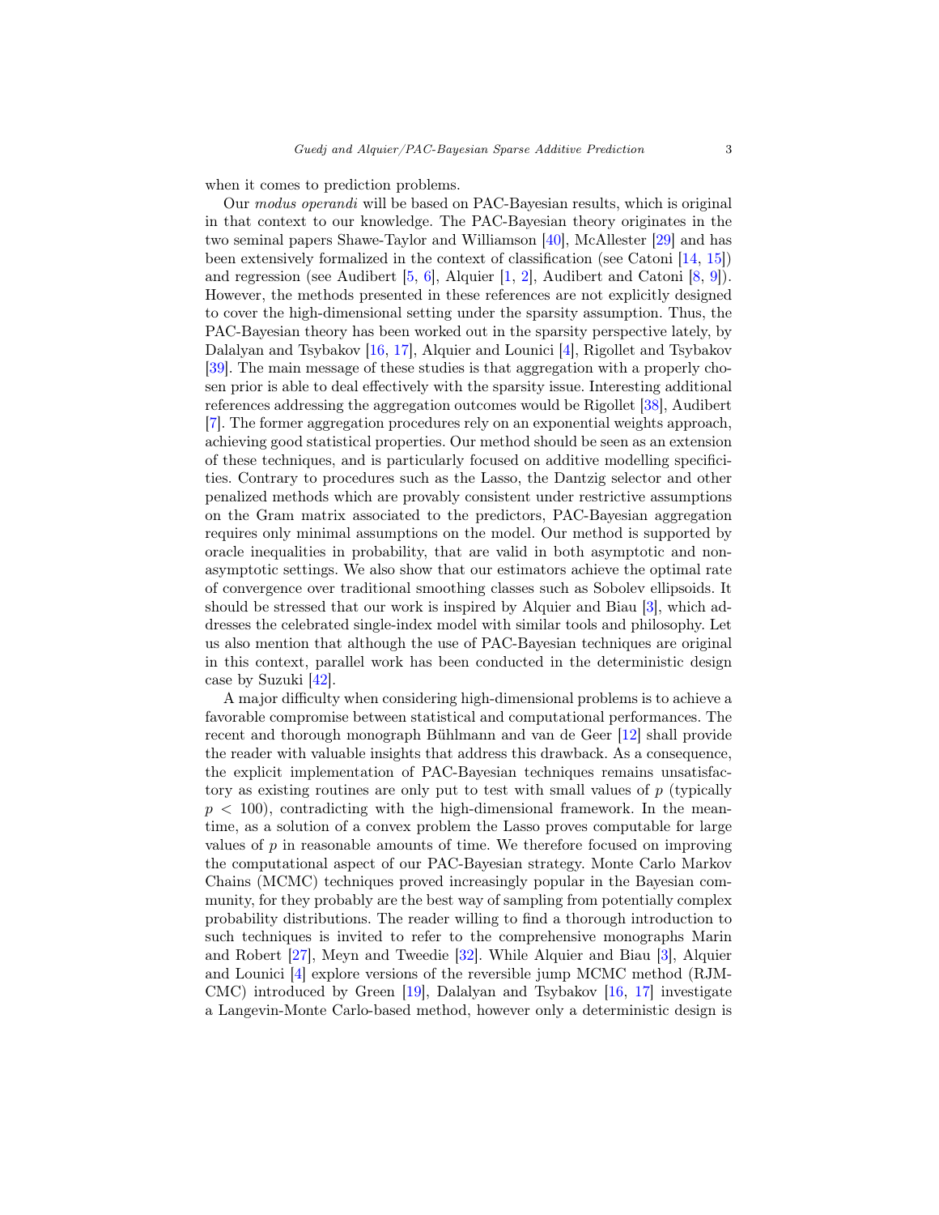when it comes to prediction problems.

Our *modus operandi* will be based on PAC-Bayesian results, which is original in that context to our knowledge. The PAC-Bayesian theory originates in the two seminal papers Shawe-Taylor and Williamson [40], McAllester [29] and has been extensively formalized in the context of classification (see Catoni [14, 15]) and regression (see Audibert [5, 6], Alquier [1, 2], Audibert and Catoni [8, 9]). However, the methods presented in these references are not explicitly designed to cover the high-dimensional setting under the sparsity assumption. Thus, the PAC-Bayesian theory has been worked out in the sparsity perspective lately, by Dalalyan and Tsybakov [16, 17], Alquier and Lounici [4], Rigollet and Tsybakov [39]. The main message of these studies is that aggregation with a properly chosen prior is able to deal effectively with the sparsity issue. Interesting additional references addressing the aggregation outcomes would be Rigollet [38], Audibert [7]. The former aggregation procedures rely on an exponential weights approach, achieving good statistical properties. Our method should be seen as an extension of these techniques, and is particularly focused on additive modelling specificities. Contrary to procedures such as the Lasso, the Dantzig selector and other penalized methods which are provably consistent under restrictive assumptions on the Gram matrix associated to the predictors, PAC-Bayesian aggregation requires only minimal assumptions on the model. Our method is supported by oracle inequalities in probability, that are valid in both asymptotic and non-asymptotic settings. We also show that our estimators achieve the optimal rate of convergence over traditional smoothing classes such as Sobolev ellipsoids. It should be stressed that our work is inspired by Alquier and Biau [3], which addresses the celebrated single-index model with similar tools and philosophy. Let us also mention that although the use of PAC-Bayesian techniques are original in this context, parallel work has been conducted in the deterministic design case by Suzuki [42].

A major difficulty when considering high-dimensional problems is to achieve a favorable compromise between statistical and computational performances. The recent and thorough monograph Bühlmann and van de Geer [12] shall provide the reader with valuable insights that address this drawback. As a consequence, the explicit implementation of PAC-Bayesian techniques remains unsatisfactory as existing routines are only put to test with small values of $p$ (typically $p < 100$), contradicting with the high-dimensional framework. In the meantime, as a solution of a convex problem the Lasso proves computable for large values of $p$ in reasonable amounts of time. We therefore focused on improving the computational aspect of our PAC-Bayesian strategy. Monte Carlo Markov Chains (MCMC) techniques proved increasingly popular in the Bayesian community, for they probably are the best way of sampling from potentially complex probability distributions. The reader willing to find a thorough introduction to such techniques is invited to refer to the comprehensive monographs Marin and Robert [27], Meyn and Tweedie [32]. While Alquier and Biau [3], Alquier and Lounici [4] explore versions of the reversible jump MCMC method (RJMCMC) introduced by Green [19], Dalalyan and Tsybakov [16, 17] investigate a Langevin-Monte Carlo-based method, however only a deterministic design is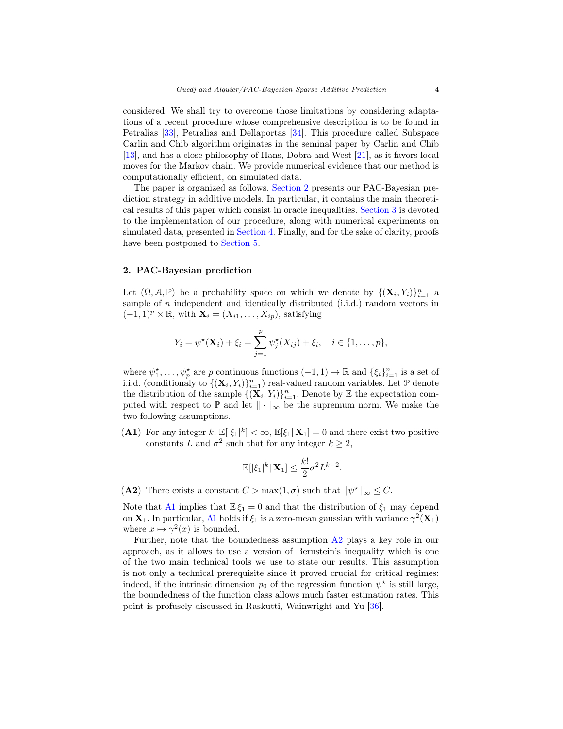considered. We shall try to overcome those limitations by considering adaptations of a recent procedure whose comprehensive description is to be found in Petralias [33], Petralias and Dellaportas [34]. This procedure called Subspace Carlin and Chib algorithm originates in the seminal paper by Carlin and Chib [13], and has a close philosophy of Hans, Dobra and West [21], as it favors local moves for the Markov chain. We provide numerical evidence that our method is computationally efficient, on simulated data.

The paper is organized as follows. Section 2 presents our PAC-Bayesian prediction strategy in additive models. In particular, it contains the main theoretical results of this paper which consist in oracle inequalities. Section 3 is devoted to the implementation of our procedure, along with numerical experiments on simulated data, presented in Section 4. Finally, and for the sake of clarity, proofs have been postponed to Section 5.

## 2. PAC-Bayesian prediction

Let $(\Omega, \mathcal{A}, \mathbb{P})$ be a probability space on which we denote by $\{(\mathbf{X}_i, Y_i)\}_{i=1}^n$ a sample of $n$ independent and identically distributed (i.i.d.) random vectors in $(-1,1)^p \times \mathbb{R}$, with $\mathbf{X}_i = (X_{i1}, \dots, X_{ip})$, satisfying

$$Y_i = \psi^\star(\mathbf{X}_i) + \xi_i = \sum_{j=1}^p \psi_j^\star(X_{ij}) + \xi_i, \quad i \in \{1, \dots, p\},$$

where $\psi_1^\star, \dots, \psi_p^\star$ are $p$ continuous functions $(-1,1) \to \mathbb{R}$ and $\{\xi_i\}_{i=1}^n$ is a set of i.i.d. (conditionaly to $\{(\mathbf{X}_i, Y_i)\}_{i=1}^n$) real-valued random variables. Let $\mathcal{P}$ denote the distribution of the sample $\{(\mathbf{X}_i, Y_i)\}_{i=1}^n$. Denote by $\mathbb{E}$ the expectation computed with respect to $\mathbb{P}$ and let $\|\cdot\|_\infty$ be the supremum norm. We make the two following assumptions.

**(A1)** For any integer $k$, $\mathbb{E}[|\xi_1|^k] < \infty$, $\mathbb{E}[\xi_1 | \mathbf{X}_1] = 0$ and there exist two positive constants $L$ and $\sigma^2$ such that for any integer $k \geq 2$,

$$\mathbb{E}[|\xi_1|^k | \mathbf{X}_1] \leq \frac{k!}{2} \sigma^2 L^{k-2}.$$

**(A2)** There exists a constant $C > \max(1, \sigma)$ such that $\|\psi^\star\|_\infty \leq C$.

Note that A1 implies that $\mathbb{E}\,\xi_1 = 0$ and that the distribution of $\xi_1$ may depend on $\mathbf{X}_1$. In particular, A1 holds if $\xi_1$ is a zero-mean gaussian with variance $\gamma^2(\mathbf{X}_1)$ where $x \mapsto \gamma^2(x)$ is bounded.

Further, note that the boundedness assumption A2 plays a key role in our approach, as it allows to use a version of Bernstein's inequality which is one of the two main technical tools we use to state our results. This assumption is not only a technical prerequisite since it proved crucial for critical regimes: indeed, if the intrinsic dimension $p_0$ of the regression function $\psi^\star$ is still large, the boundedness of the function class allows much faster estimation rates. This point is profusely discussed in Raskutti, Wainwright and Yu [36].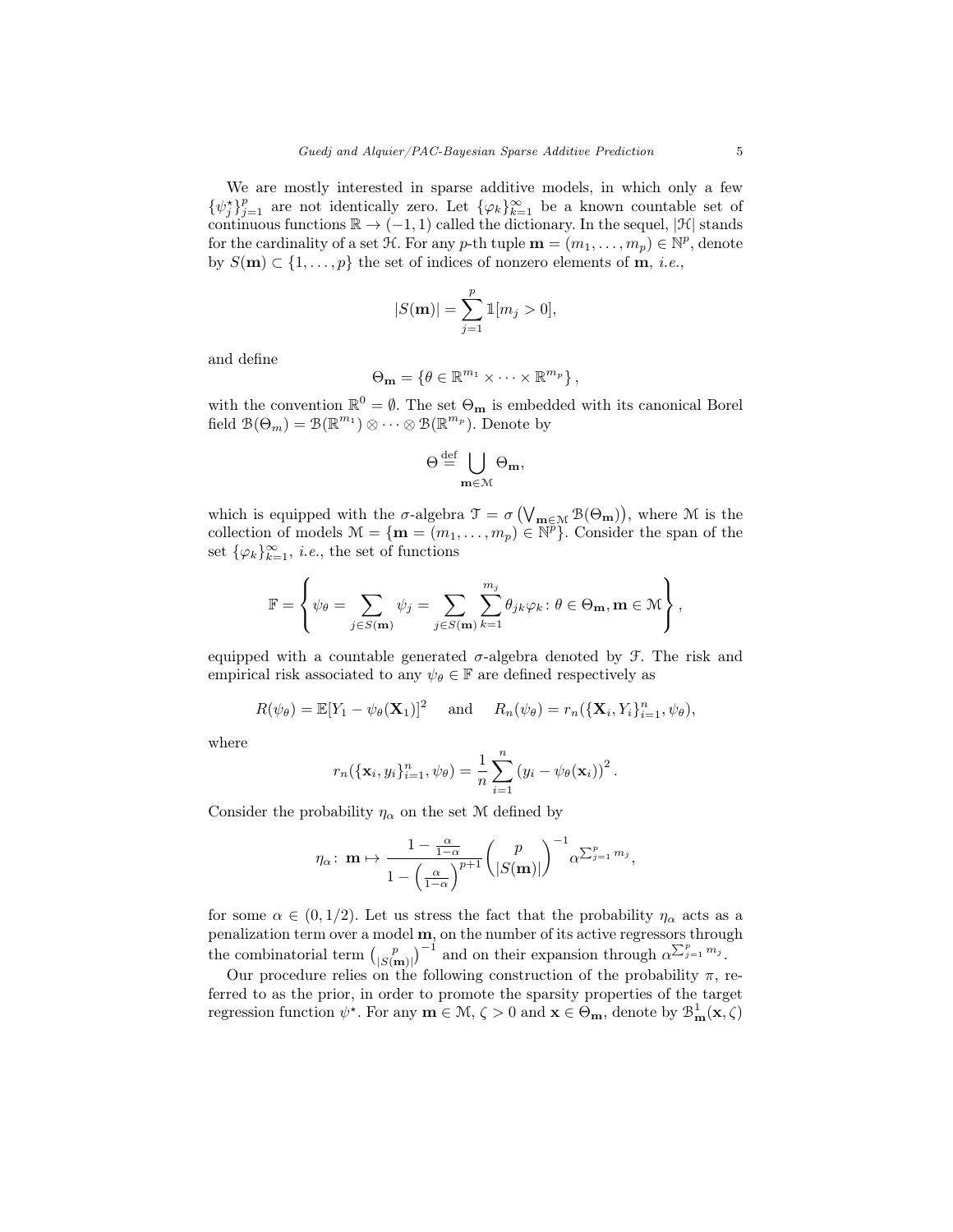We are mostly interested in sparse additive models, in which only a few $\{\psi_j^\star\}_{j=1}^p$ are not identically zero. Let $\{\varphi_k\}_{k=1}^\infty$ be a known countable set of continuous functions $\mathbb{R} \to (-1,1)$ called the dictionary. In the sequel, $|\mathcal{H}|$ stands for the cardinality of a set $\mathcal{H}$. For any $p$-th tuple $\mathbf{m} = (m_1, \ldots, m_p) \in \mathbb{N}^p$, denote by $S(\mathbf{m}) \subset \{1, \ldots, p\}$ the set of indices of nonzero elements of $\mathbf{m}$, *i.e.*,

$$|S(\mathbf{m})| = \sum_{j=1}^p \mathbb{1}[m_j > 0],$$

and define

$$\Theta_{\mathbf{m}} = \left\{\theta \in \mathbb{R}^{m_1} \times \cdots \times \mathbb{R}^{m_p}\right\},$$

with the convention $\mathbb{R}^0 = \emptyset$. The set $\Theta_{\mathbf{m}}$ is embedded with its canonical Borel field $\mathcal{B}(\Theta_m) = \mathcal{B}(\mathbb{R}^{m_1}) \otimes \cdots \otimes \mathcal{B}(\mathbb{R}^{m_p})$. Denote by

$$\Theta \stackrel{\text{def}}{=} \bigcup_{\mathbf{m} \in \mathcal{M}} \Theta_{\mathbf{m}},$$

which is equipped with the $\sigma$-algebra $\mathcal{T} = \sigma\left(\bigvee_{\mathbf{m}\in\mathcal{M}} \mathcal{B}(\Theta_{\mathbf{m}})\right)$, where $\mathcal{M}$ is the collection of models $\mathcal{M} = \{\mathbf{m} = (m_1, \ldots, m_p) \in \mathbb{N}^p\}$. Consider the span of the set $\{\varphi_k\}_{k=1}^\infty$, *i.e.*, the set of functions

$$\mathbb{F} = \left\{ \psi_\theta = \sum_{j \in S(\mathbf{m})} \psi_j = \sum_{j \in S(\mathbf{m})} \sum_{k=1}^{m_j} \theta_{jk} \varphi_k \colon \theta \in \Theta_{\mathbf{m}}, \mathbf{m} \in \mathcal{M} \right\},$$

equipped with a countable generated $\sigma$-algebra denoted by $\mathcal{F}$. The risk and empirical risk associated to any $\psi_\theta \in \mathbb{F}$ are defined respectively as

$$R(\psi_\theta) = \mathbb{E}[Y_1 - \psi_\theta(\mathbf{X}_1)]^2 \quad \text{and} \quad R_n(\psi_\theta) = r_n(\{\mathbf{X}_i, Y_i\}_{i=1}^n, \psi_\theta),$$

where

$$r_n(\{\mathbf{x}_i, y_i\}_{i=1}^n, \psi_\theta) = \frac{1}{n} \sum_{i=1}^n \left(y_i - \psi_\theta(\mathbf{x}_i)\right)^2.$$

Consider the probability $\eta_\alpha$ on the set $\mathcal{M}$ defined by

$$\eta_\alpha \colon \mathbf{m} \mapsto \frac{1 - \frac{\alpha}{1-\alpha}}{1 - \left(\frac{\alpha}{1-\alpha}\right)^{p+1}} \binom{p}{|S(\mathbf{m})|}^{-1} \alpha^{\sum_{j=1}^p m_j},$$

for some $\alpha \in (0, 1/2)$. Let us stress the fact that the probability $\eta_\alpha$ acts as a penalization term over a model $\mathbf{m}$, on the number of its active regressors through the combinatorial term $\binom{p}{|S(\mathbf{m})|}^{-1}$ and on their expansion through $\alpha^{\sum_{j=1}^p m_j}$.

Our procedure relies on the following construction of the probability $\pi$, referred to as the prior, in order to promote the sparsity properties of the target regression function $\psi^\star$. For any $\mathbf{m} \in \mathcal{M}$, $\zeta > 0$ and $\mathbf{x} \in \Theta_{\mathbf{m}}$, denote by $\mathcal{B}_{\mathbf{m}}^1(\mathbf{x}, \zeta)$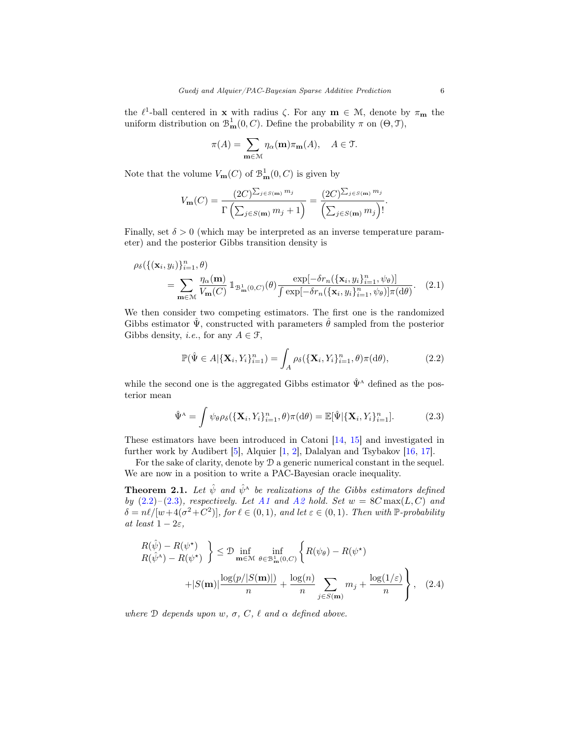the $\ell^1$-ball centered in $\mathbf{x}$ with radius $\zeta$. For any $\mathbf{m} \in \mathcal{M}$, denote by $\pi_{\mathbf{m}}$ the uniform distribution on $\mathcal{B}^1_{\mathbf{m}}(0, C)$. Define the probability $\pi$ on $(\Theta, \mathcal{T})$,

$$\pi(A) = \sum_{\mathbf{m} \in \mathcal{M}} \eta_\alpha(\mathbf{m}) \pi_{\mathbf{m}}(A), \quad A \in \mathcal{T}.$$

Note that the volume $V_{\mathbf{m}}(C)$ of $\mathcal{B}^1_{\mathbf{m}}(0, C)$ is given by

$$V_{\mathbf{m}}(C) = \frac{(2C)^{\sum_{j \in S(\mathbf{m})} m_j}}{\Gamma\left(\sum_{j \in S(\mathbf{m})} m_j + 1\right)} = \frac{(2C)^{\sum_{j \in S(\mathbf{m})} m_j}}{\left(\sum_{j \in S(\mathbf{m})} m_j\right)!}.$$

Finally, set $\delta > 0$ (which may be interpreted as an inverse temperature parameter) and the posterior Gibbs transition density is

$$\rho_\delta(\{(\mathbf{x}_i, y_i)\}_{i=1}^n, \theta) = \sum_{\mathbf{m} \in \mathcal{M}} \frac{\eta_\alpha(\mathbf{m})}{V_{\mathbf{m}}(C)} \mathbb{1}_{\mathcal{B}^1_{\mathbf{m}}(0,C)}(\theta) \frac{\exp[-\delta r_n(\{\mathbf{x}_i, y_i\}_{i=1}^n, \psi_\theta)]}{\int \exp[-\delta r_n(\{\mathbf{x}_i, y_i\}_{i=1}^n, \psi_\theta)] \pi(\mathrm{d}\theta)}. \quad (2.1)$$

We then consider two competing estimators. The first one is the randomized Gibbs estimator $\hat{\Psi}$, constructed with parameters $\hat{\theta}$ sampled from the posterior Gibbs density, *i.e.*, for any $A \in \mathcal{F}$,

$$\mathbb{P}(\hat{\Psi} \in A | \{\mathbf{X}_i, Y_i\}_{i=1}^n) = \int_A \rho_\delta(\{\mathbf{X}_i, Y_i\}_{i=1}^n, \theta) \pi(\mathrm{d}\theta), \quad (2.2)$$

while the second one is the aggregated Gibbs estimator $\hat{\Psi}^{\mathrm{A}}$ defined as the posterior mean

$$\hat{\Psi}^{\mathrm{A}} = \int \psi_\theta \rho_\delta(\{\mathbf{X}_i, Y_i\}_{i=1}^n, \theta) \pi(\mathrm{d}\theta) = \mathbb{E}[\hat{\Psi} | \{\mathbf{X}_i, Y_i\}_{i=1}^n]. \quad (2.3)$$

These estimators have been introduced in Catoni [14, 15] and investigated in further work by Audibert [5], Alquier [1, 2], Dalalyan and Tsybakov [16, 17].

For the sake of clarity, denote by $\mathcal{D}$ a generic numerical constant in the sequel. We are now in a position to write a PAC-Bayesian oracle inequality.

**Theorem 2.1.** *Let $\hat{\psi}$ and $\hat{\psi}^{\mathrm{A}}$ be realizations of the Gibbs estimators defined by (2.2)–(2.3), respectively. Let A1 and A2 hold. Set $w = 8C \max(L, C)$ and $\delta = n\ell / [w + 4(\sigma^2 + C^2)]$, for $\ell \in (0, 1)$, and let $\varepsilon \in (0, 1)$. Then with $\mathbb{P}$-probability at least $1 - 2\varepsilon$,*

$$\left.\begin{array}{l} R(\hat{\psi}) - R(\psi^\star) \\ R(\hat{\psi}^{\mathrm{A}}) - R(\psi^\star) \end{array}\right\} \leq \mathcal{D} \inf_{\mathbf{m} \in \mathcal{M}} \inf_{\theta \in \mathcal{B}^1_{\mathbf{m}}(0,C)} \left\{ R(\psi_\theta) - R(\psi^\star) + |S(\mathbf{m})| \frac{\log(p/|S(\mathbf{m})|)}{n} + \frac{\log(n)}{n} \sum_{j \in S(\mathbf{m})} m_j + \frac{\log(1/\varepsilon)}{n} \right\}, \quad (2.4)$$

*where $\mathcal{D}$ depends upon $w$, $\sigma$, $C$, $\ell$ and $\alpha$ defined above.*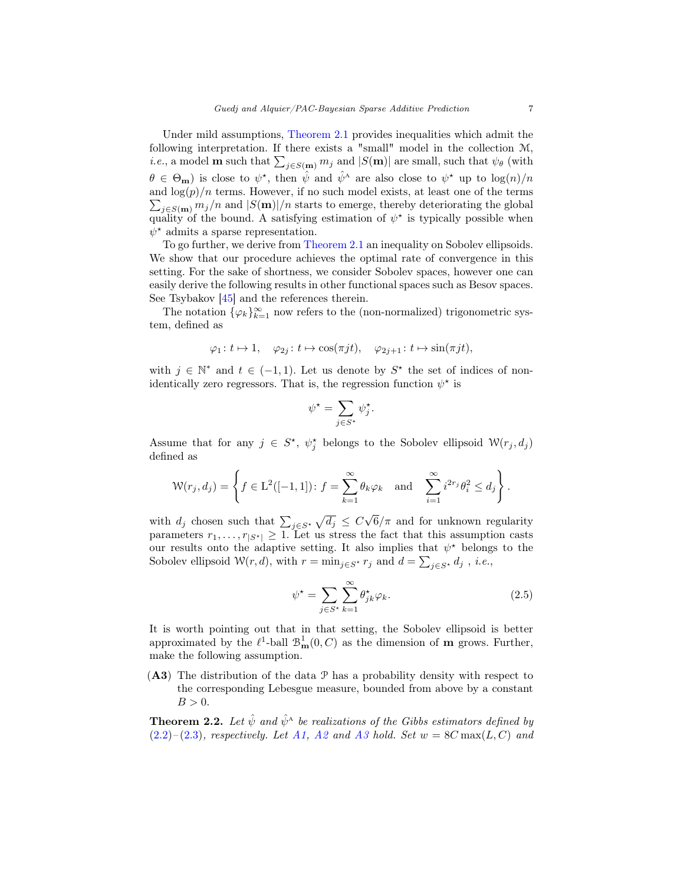Under mild assumptions, Theorem 2.1 provides inequalities which admit the following interpretation. If there exists a "small" model in the collection $\mathcal{M}$, *i.e.*, a model $\mathbf{m}$ such that $\sum_{j\in S(\mathbf{m})} m_j$ and $|S(\mathbf{m})|$ are small, such that $\psi_\theta$ (with $\theta \in \Theta_{\mathbf{m}}$) is close to $\psi^\star$, then $\hat{\psi}$ and $\hat{\psi}^{\text{A}}$ are also close to $\psi^\star$ up to $\log(n)/n$ and $\log(p)/n$ terms. However, if no such model exists, at least one of the terms $\sum_{j\in S(\mathbf{m})} m_j/n$ and $|S(\mathbf{m})|/n$ starts to emerge, thereby deteriorating the global quality of the bound. A satisfying estimation of $\psi^\star$ is typically possible when $\psi^\star$ admits a sparse representation.

To go further, we derive from Theorem 2.1 an inequality on Sobolev ellipsoids. We show that our procedure achieves the optimal rate of convergence in this setting. For the sake of shortness, we consider Sobolev spaces, however one can easily derive the following results in other functional spaces such as Besov spaces. See Tsybakov [45] and the references therein.

The notation $\{\varphi_k\}_{k=1}^\infty$ now refers to the (non-normalized) trigonometric system, defined as

$$\varphi_1 \colon t \mapsto 1, \quad \varphi_{2j} \colon t \mapsto \cos(\pi j t), \quad \varphi_{2j+1} \colon t \mapsto \sin(\pi j t),$$

with $j \in \mathbb{N}^*$ and $t \in (-1, 1)$. Let us denote by $S^\star$ the set of indices of non-identically zero regressors. That is, the regression function $\psi^\star$ is

$$\psi^\star = \sum_{j\in S^\star} \psi_j^\star.$$

Assume that for any $j \in S^\star$, $\psi_j^\star$ belongs to the Sobolev ellipsoid $\mathcal{W}(r_j, d_j)$ defined as

$$\mathcal{W}(r_j, d_j) = \left\{ f \in \mathrm{L}^2([-1,1]) \colon f = \sum_{k=1}^\infty \theta_k \varphi_k \quad \text{and} \quad \sum_{i=1}^\infty i^{2r_j} \theta_i^2 \le d_j \right\}.$$

with $d_j$ chosen such that $\sum_{j\in S^\star} \sqrt{d_j} \le C\sqrt{6}/\pi$ and for unknown regularity parameters $r_1, \dots, r_{|S^\star|} \ge 1$. Let us stress the fact that this assumption casts our results onto the adaptive setting. It also implies that $\psi^\star$ belongs to the Sobolev ellipsoid $\mathcal{W}(r, d)$, with $r = \min_{j\in S^\star} r_j$ and $d = \sum_{j\in S^\star} d_j$ , *i.e.*,

$$\psi^\star = \sum_{j\in S^\star} \sum_{k=1}^\infty \theta_{jk}^\star \varphi_k. \tag{2.5}$$

It is worth pointing out that in that setting, the Sobolev ellipsoid is better approximated by the $\ell^1$-ball $\mathcal{B}_{\mathbf{m}}^1(0, C)$ as the dimension of $\mathbf{m}$ grows. Further, make the following assumption.

**(A3)** The distribution of the data $\mathcal{P}$ has a probability density with respect to the corresponding Lebesgue measure, bounded from above by a constant $B > 0$.

**Theorem 2.2.** *Let $\hat{\psi}$ and $\hat{\psi}^{\text{A}}$ be realizations of the Gibbs estimators defined by (2.2)–(2.3), respectively. Let A1, A2 and A3 hold. Set $w = 8C\max(L, C)$ and*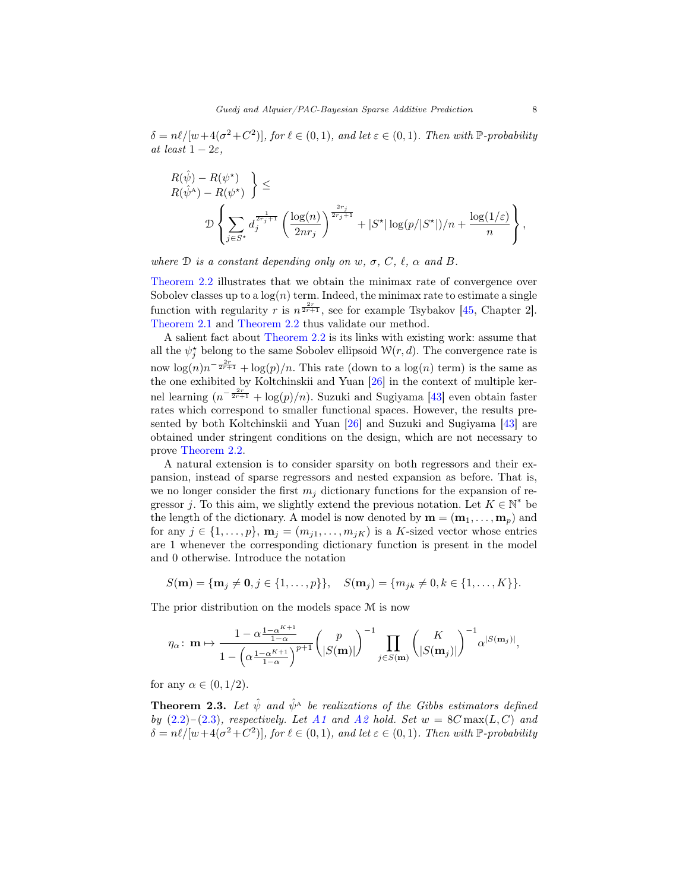$\delta = n\ell/[w+4(\sigma^2+C^2)]$, *for* $\ell \in (0,1)$, *and let* $\varepsilon \in (0,1)$. *Then with* $\mathbb{P}$*-probability at least* $1-2\varepsilon$,

$$\left.\begin{array}{l} R(\hat{\psi}) - R(\psi^\star) \\ R(\hat{\psi}^{\text{A}}) - R(\psi^\star) \end{array}\right\} \leq \mathcal{D}\left\{ \sum_{j\in S^\star} d_j^{\frac{1}{2r_j+1}} \left(\frac{\log(n)}{2nr_j}\right)^{\frac{2r_j}{2r_j+1}} + |S^\star|\log(p/|S^\star|)/n + \frac{\log(1/\varepsilon)}{n} \right\},$$

*where* $\mathcal{D}$ *is a constant depending only on* $w$, $\sigma$, $C$, $\ell$, $\alpha$ *and* $B$.

Theorem 2.2 illustrates that we obtain the minimax rate of convergence over Sobolev classes up to a $\log(n)$ term. Indeed, the minimax rate to estimate a single function with regularity $r$ is $n^{\frac{2r}{2r+1}}$, see for example Tsybakov [45, Chapter 2]. Theorem 2.1 and Theorem 2.2 thus validate our method.

A salient fact about Theorem 2.2 is its links with existing work: assume that all the $\psi_j^\star$ belong to the same Sobolev ellipsoid $\mathcal{W}(r,d)$. The convergence rate is now $\log(n)n^{-\frac{2r}{2r+1}} + \log(p)/n$. This rate (down to a $\log(n)$ term) is the same as the one exhibited by Koltchinskii and Yuan [26] in the context of multiple kernel learning ($n^{-\frac{2r}{2r+1}} + \log(p)/n$). Suzuki and Sugiyama [43] even obtain faster rates which correspond to smaller functional spaces. However, the results presented by both Koltchinskii and Yuan [26] and Suzuki and Sugiyama [43] are obtained under stringent conditions on the design, which are not necessary to prove Theorem 2.2.

A natural extension is to consider sparsity on both regressors and their expansion, instead of sparse regressors and nested expansion as before. That is, we no longer consider the first $m_j$ dictionary functions for the expansion of regressor $j$. To this aim, we slightly extend the previous notation. Let $K \in \mathbb{N}^*$ be the length of the dictionary. A model is now denoted by $\mathbf{m} = (\mathbf{m}_1, \ldots, \mathbf{m}_p)$ and for any $j \in \{1,\ldots,p\}$, $\mathbf{m}_j = (m_{j1},\ldots,m_{jK})$ is a $K$-sized vector whose entries are 1 whenever the corresponding dictionary function is present in the model and 0 otherwise. Introduce the notation

$$S(\mathbf{m}) = \{\mathbf{m}_j \neq \mathbf{0}, j \in \{1,\ldots,p\}\}, \quad S(\mathbf{m}_j) = \{m_{jk} \neq 0, k \in \{1,\ldots,K\}\}.$$

The prior distribution on the models space $\mathcal{M}$ is now

$$\eta_\alpha \colon \mathbf{m} \mapsto \frac{1-\alpha\frac{1-\alpha^{K+1}}{1-\alpha}}{1-\left(\alpha\frac{1-\alpha^{K+1}}{1-\alpha}\right)^{p+1}} \binom{p}{|S(\mathbf{m})|}^{-1} \prod_{j\in S(\mathbf{m})} \binom{K}{|S(\mathbf{m}_j)|}^{-1} \alpha^{|S(\mathbf{m}_j)|},$$

for any $\alpha \in (0,1/2)$.

**Theorem 2.3.** *Let* $\hat{\psi}$ *and* $\hat{\psi}^{\text{A}}$ *be realizations of the Gibbs estimators defined by* (2.2)–(2.3)*, respectively. Let A1 and A2 hold. Set* $w = 8C\max(L,C)$ *and* $\delta = n\ell/[w+4(\sigma^2+C^2)]$, *for* $\ell \in (0,1)$, *and let* $\varepsilon \in (0,1)$. *Then with* $\mathbb{P}$*-probability*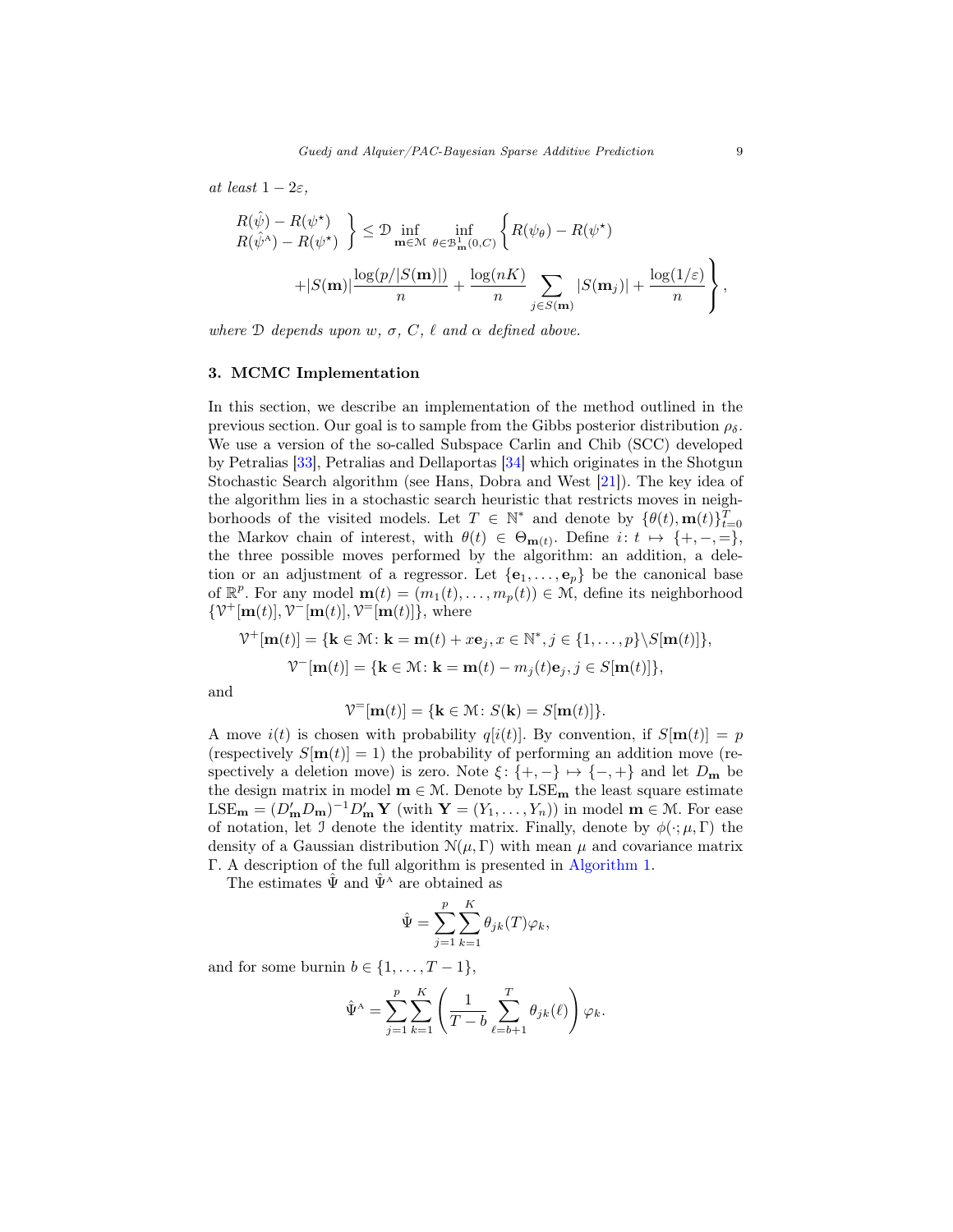*at least* $1 - 2\varepsilon$,

$$\left.\begin{array}{l} R(\hat{\psi}) - R(\psi^\star) \\ R(\hat{\psi}^{\mathrm{A}}) - R(\psi^\star) \end{array}\right\} \leq \mathcal{D} \inf_{\mathbf{m}\in\mathcal{M}} \inf_{\theta\in\mathcal{B}^1_{\mathbf{m}}(0,C)} \Bigg\{ R(\psi_\theta) - R(\psi^\star) \\ + |S(\mathbf{m})| \frac{\log(p/|S(\mathbf{m})|)}{n} + \frac{\log(nK)}{n} \sum_{j\in S(\mathbf{m})} |S(\mathbf{m}_j)| + \frac{\log(1/\varepsilon)}{n} \Bigg\},$$

*where* $\mathcal{D}$ *depends upon* $w$, $\sigma$, $C$, $\ell$ *and* $\alpha$ *defined above.*

## 3. MCMC Implementation

In this section, we describe an implementation of the method outlined in the previous section. Our goal is to sample from the Gibbs posterior distribution $\rho_\delta$. We use a version of the so-called Subspace Carlin and Chib (SCC) developed by Petralias [33], Petralias and Dellaportas [34] which originates in the Shotgun Stochastic Search algorithm (see Hans, Dobra and West [21]). The key idea of the algorithm lies in a stochastic search heuristic that restricts moves in neighborhoods of the visited models. Let $T \in \mathbb{N}^*$ and denote by $\{\theta(t), \mathbf{m}(t)\}_{t=0}^T$ the Markov chain of interest, with $\theta(t) \in \Theta_{\mathbf{m}(t)}$. Define $i\colon t \mapsto \{+,-,=\}$, the three possible moves performed by the algorithm: an addition, a deletion or an adjustment of a regressor. Let $\{\mathbf{e}_1, \ldots, \mathbf{e}_p\}$ be the canonical base of $\mathbb{R}^p$. For any model $\mathbf{m}(t) = (m_1(t), \ldots, m_p(t)) \in \mathcal{M}$, define its neighborhood $\{\mathcal{V}^+[\mathbf{m}(t)], \mathcal{V}^-[\mathbf{m}(t)], \mathcal{V}^=[\mathbf{m}(t)]\}$, where

$$\mathcal{V}^+[\mathbf{m}(t)] = \{\mathbf{k} \in \mathcal{M}\colon \mathbf{k} = \mathbf{m}(t) + x\mathbf{e}_j, x \in \mathbb{N}^*, j \in \{1, \ldots, p\} \backslash S[\mathbf{m}(t)]\},$$

$$\mathcal{V}^-[\mathbf{m}(t)] = \{\mathbf{k} \in \mathcal{M}\colon \mathbf{k} = \mathbf{m}(t) - m_j(t)\mathbf{e}_j, j \in S[\mathbf{m}(t)]\},$$

and

$$\mathcal{V}^=[\mathbf{m}(t)] = \{\mathbf{k} \in \mathcal{M}\colon S(\mathbf{k}) = S[\mathbf{m}(t)]\}.$$

A move $i(t)$ is chosen with probability $q[i(t)]$. By convention, if $S[\mathbf{m}(t)] = p$ (respectively $S[\mathbf{m}(t)] = 1$) the probability of performing an addition move (respectively a deletion move) is zero. Note $\xi\colon \{+,-\} \mapsto \{-,+\}$ and let $D_\mathbf{m}$ be the design matrix in model $\mathbf{m} \in \mathcal{M}$. Denote by $\mathrm{LSE}_\mathbf{m}$ the least square estimate $\mathrm{LSE}_\mathbf{m} = (D'_\mathbf{m} D_\mathbf{m})^{-1} D'_\mathbf{m} \mathbf{Y}$ (with $\mathbf{Y} = (Y_1, \ldots, Y_n)$) in model $\mathbf{m} \in \mathcal{M}$. For ease of notation, let $\mathcal{I}$ denote the identity matrix. Finally, denote by $\phi(\cdot; \mu, \Gamma)$ the density of a Gaussian distribution $\mathcal{N}(\mu, \Gamma)$ with mean $\mu$ and covariance matrix $\Gamma$. A description of the full algorithm is presented in Algorithm 1.

The estimates $\hat{\Psi}$ and $\hat{\Psi}^{\mathrm{A}}$ are obtained as

$$\hat{\Psi} = \sum_{j=1}^p \sum_{k=1}^K \theta_{jk}(T)\varphi_k,$$

and for some burnin $b \in \{1, \ldots, T-1\}$,

$$\hat{\Psi}^{\mathrm{A}} = \sum_{j=1}^p \sum_{k=1}^K \left( \frac{1}{T-b} \sum_{\ell=b+1}^T \theta_{jk}(\ell) \right) \varphi_k.$$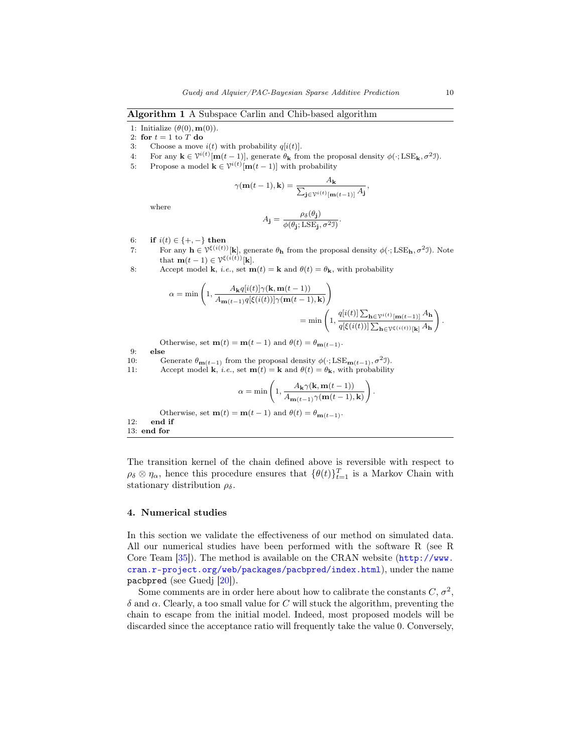**Algorithm 1** A Subspace Carlin and Chib-based algorithm

1: Initialize $(\theta(0), \mathbf{m}(0))$.
2: **for** $t = 1$ to $T$ **do**
3: Choose a move $i(t)$ with probability $q[i(t)]$.
4: For any $\mathbf{k} \in \mathcal{V}^{i(t)}[\mathbf{m}(t-1)]$, generate $\theta_{\mathbf{k}}$ from the proposal density $\phi(\cdot; \mathrm{LSE}_{\mathbf{k}}, \sigma^2 \mathcal{I})$.
5: Propose a model $\mathbf{k} \in \mathcal{V}^{i(t)}[\mathbf{m}(t-1)]$ with probability

$$\gamma(\mathbf{m}(t-1), \mathbf{k}) = \frac{A_{\mathbf{k}}}{\sum_{\mathbf{j} \in \mathcal{V}^{i(t)}[\mathbf{m}(t-1)]} A_{\mathbf{j}}},$$

where

$$A_{\mathbf{j}} = \frac{\rho_\delta(\theta_{\mathbf{j}})}{\phi(\theta_{\mathbf{j}}; \mathrm{LSE}_{\mathbf{j}}, \sigma^2 \mathcal{I})}.$$

6: **if** $i(t) \in \{+, -\}$ **then**
7: For any $\mathbf{h} \in \mathcal{V}^{\xi(i(t))}[\mathbf{k}]$, generate $\theta_{\mathbf{h}}$ from the proposal density $\phi(\cdot; \mathrm{LSE}_{\mathbf{h}}, \sigma^2 \mathcal{I})$. Note that $\mathbf{m}(t-1) \in \mathcal{V}^{\xi(i(t))}[\mathbf{k}]$.
8: Accept model $\mathbf{k}$, *i.e.*, set $\mathbf{m}(t) = \mathbf{k}$ and $\theta(t) = \theta_{\mathbf{k}}$, with probability

$$\alpha = \min\left(1, \frac{A_{\mathbf{k}} q[i(t)] \gamma(\mathbf{k}, \mathbf{m}(t-1))}{A_{\mathbf{m}(t-1)} q[\xi(i(t))] \gamma(\mathbf{m}(t-1), \mathbf{k})}\right) = \min\left(1, \frac{q[i(t)] \sum_{\mathbf{h} \in \mathcal{V}^{i(t)}[\mathbf{m}(t-1)]} A_{\mathbf{h}}}{q[\xi(i(t))] \sum_{\mathbf{h} \in \mathcal{V}^{\xi(i(t))}[\mathbf{k}]} A_{\mathbf{h}}}\right).$$

Otherwise, set $\mathbf{m}(t) = \mathbf{m}(t-1)$ and $\theta(t) = \theta_{\mathbf{m}(t-1)}$.
9: **else**
10: Generate $\theta_{\mathbf{m}(t-1)}$ from the proposal density $\phi(\cdot; \mathrm{LSE}_{\mathbf{m}(t-1)}, \sigma^2 \mathcal{I})$.
11: Accept model $\mathbf{k}$, *i.e.*, set $\mathbf{m}(t) = \mathbf{k}$ and $\theta(t) = \theta_{\mathbf{k}}$, with probability

$$\alpha = \min\left(1, \frac{A_{\mathbf{k}} \gamma(\mathbf{k}, \mathbf{m}(t-1))}{A_{\mathbf{m}(t-1)} \gamma(\mathbf{m}(t-1), \mathbf{k})}\right).$$

Otherwise, set $\mathbf{m}(t) = \mathbf{m}(t-1)$ and $\theta(t) = \theta_{\mathbf{m}(t-1)}$.
12: **end if**
13: **end for**

The transition kernel of the chain defined above is reversible with respect to $\rho_\delta \otimes \eta_\alpha$, hence this procedure ensures that $\{\theta(t)\}_{t=1}^T$ is a Markov Chain with stationary distribution $\rho_\delta$.

## 4. Numerical studies

In this section we validate the effectiveness of our method on simulated data. All our numerical studies have been performed with the software R (see R Core Team [35]). The method is available on the CRAN website (http://www.cran.r-project.org/web/packages/pacbpred/index.html), under the name pacbpred (see Guedj [20]).

Some comments are in order here about how to calibrate the constants $C$, $\sigma^2$, $\delta$ and $\alpha$. Clearly, a too small value for $C$ will stuck the algorithm, preventing the chain to escape from the initial model. Indeed, most proposed models will be discarded since the acceptance ratio will frequently take the value 0. Conversely,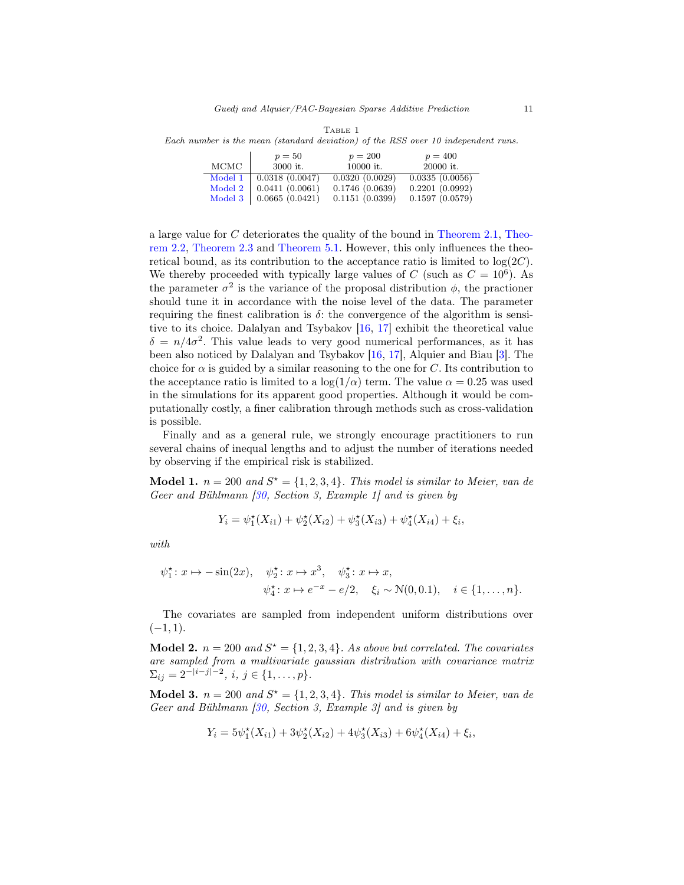Table 1

*Each number is the mean (standard deviation) of the RSS over 10 independent runs.*

| MCMC | $p = 50$ 3000 it. | $p = 200$ 10000 it. | $p = 400$ 20000 it. |
|---|---|---|---|
| Model 1 | 0.0318 (0.0047) | 0.0320 (0.0029) | 0.0335 (0.0056) |
| Model 2 | 0.0411 (0.0061) | 0.1746 (0.0639) | 0.2201 (0.0992) |
| Model 3 | 0.0665 (0.0421) | 0.1151 (0.0399) | 0.1597 (0.0579) |

a large value for $C$ deteriorates the quality of the bound in Theorem 2.1, Theorem 2.2, Theorem 2.3 and Theorem 5.1. However, this only influences the theoretical bound, as its contribution to the acceptance ratio is limited to $\log(2C)$. We thereby proceeded with typically large values of $C$ (such as $C = 10^6$). As the parameter $\sigma^2$ is the variance of the proposal distribution $\phi$, the practioner should tune it in accordance with the noise level of the data. The parameter requiring the finest calibration is $\delta$: the convergence of the algorithm is sensitive to its choice. Dalalyan and Tsybakov [16, 17] exhibit the theoretical value $\delta = n/4\sigma^2$. This value leads to very good numerical performances, as it has been also noticed by Dalalyan and Tsybakov [16, 17], Alquier and Biau [3]. The choice for $\alpha$ is guided by a similar reasoning to the one for $C$. Its contribution to the acceptance ratio is limited to a $\log(1/\alpha)$ term. The value $\alpha = 0.25$ was used in the simulations for its apparent good properties. Although it would be computationally costly, a finer calibration through methods such as cross-validation is possible.

Finally and as a general rule, we strongly encourage practitioners to run several chains of inequal lengths and to adjust the number of iterations needed by observing if the empirical risk is stabilized.

**Model 1.** *$n = 200$ and $S^\star = \{1, 2, 3, 4\}$. This model is similar to Meier, van de Geer and Bühlmann [30, Section 3, Example 1] and is given by*

$$Y_i = \psi_1^\star(X_{i1}) + \psi_2^\star(X_{i2}) + \psi_3^\star(X_{i3}) + \psi_4^\star(X_{i4}) + \xi_i,$$

*with*

$$\psi_1^\star \colon x \mapsto -\sin(2x), \quad \psi_2^\star \colon x \mapsto x^3, \quad \psi_3^\star \colon x \mapsto x,$$
$$\psi_4^\star \colon x \mapsto e^{-x} - e/2, \quad \xi_i \sim \mathcal{N}(0, 0.1), \quad i \in \{1, \ldots, n\}.$$

The covariates are sampled from independent uniform distributions over $(-1, 1)$.

**Model 2.** *$n = 200$ and $S^\star = \{1, 2, 3, 4\}$. As above but correlated. The covariates are sampled from a multivariate gaussian distribution with covariance matrix $\Sigma_{ij} = 2^{-|i-j|-2}$, $i, j \in \{1, \ldots, p\}$.*

**Model 3.** *$n = 200$ and $S^\star = \{1, 2, 3, 4\}$. This model is similar to Meier, van de Geer and Bühlmann [30, Section 3, Example 3] and is given by*

$$Y_i = 5\psi_1^\star(X_{i1}) + 3\psi_2^\star(X_{i2}) + 4\psi_3^\star(X_{i3}) + 6\psi_4^\star(X_{i4}) + \xi_i,$$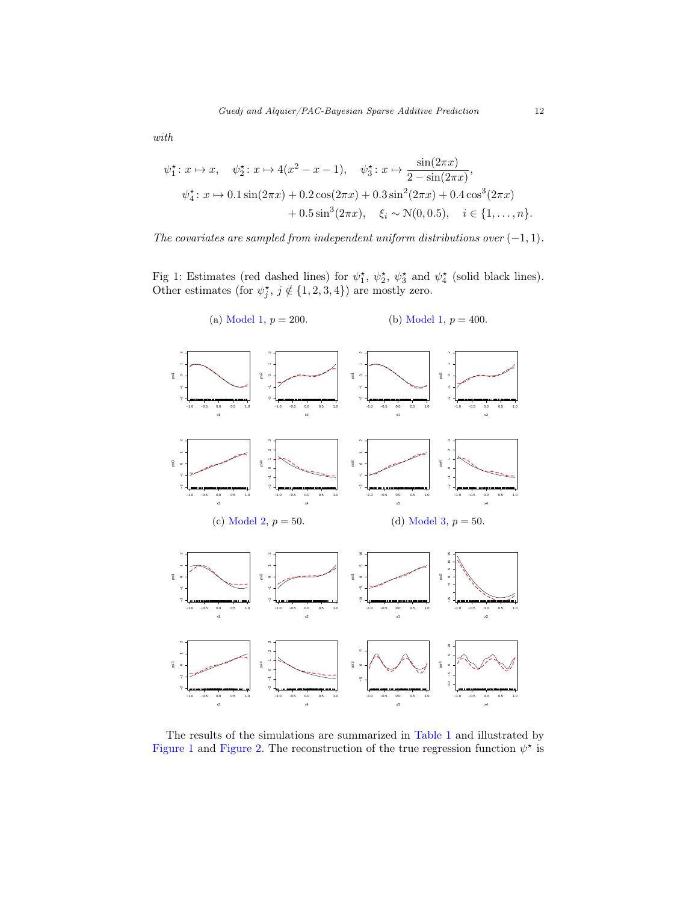*with*

$$\psi_1^\star\colon x \mapsto x, \quad \psi_2^\star\colon x \mapsto 4(x^2 - x - 1), \quad \psi_3^\star\colon x \mapsto \frac{\sin(2\pi x)}{2 - \sin(2\pi x)},$$

$$\psi_4^\star\colon x \mapsto 0.1\sin(2\pi x) + 0.2\cos(2\pi x) + 0.3\sin^2(2\pi x) + 0.4\cos^3(2\pi x) + 0.5\sin^3(2\pi x), \quad \xi_i \sim \mathcal{N}(0, 0.5), \quad i \in \{1, \ldots, n\}.$$

*The covariates are sampled from independent uniform distributions over* $(-1, 1)$.

Fig 1: Estimates (red dashed lines) for $\psi_1^\star$, $\psi_2^\star$, $\psi_3^\star$ and $\psi_4^\star$ (solid black lines). Other estimates (for $\psi_j^\star$, $j \notin \{1, 2, 3, 4\}$) are mostly zero.

(a) Model 1, $p = 200$.

(b) Model 1, $p = 400$.

(c) Model 2, $p = 50$.

(d) Model 3, $p = 50$.

The results of the simulations are summarized in Table 1 and illustrated by Figure 1 and Figure 2. The reconstruction of the true regression function $\psi^\star$ is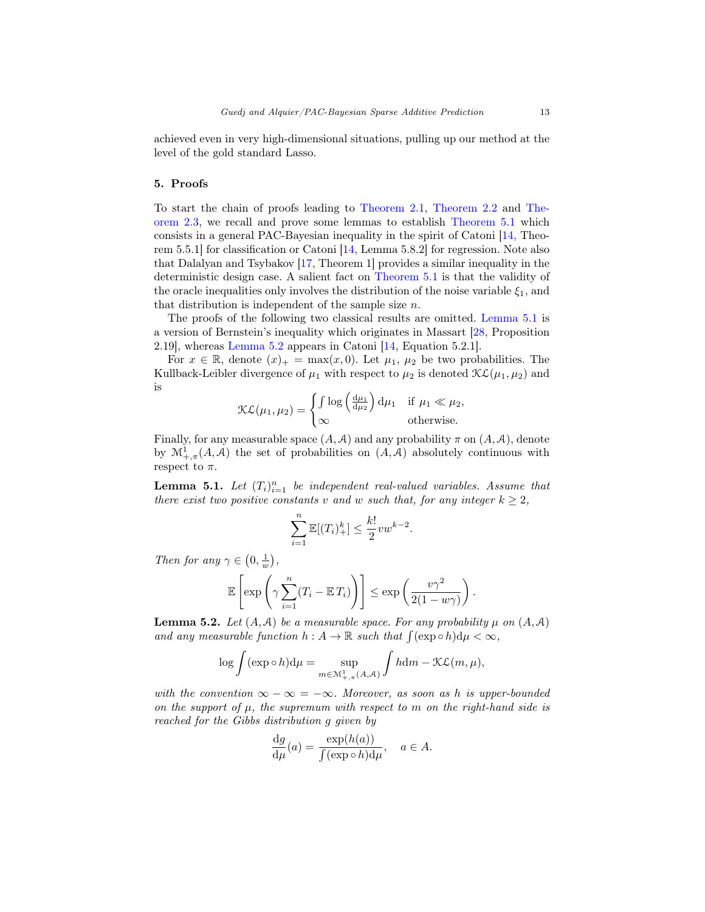achieved even in very high-dimensional situations, pulling up our method at the level of the gold standard Lasso.

## 5. Proofs

To start the chain of proofs leading to Theorem 2.1, Theorem 2.2 and Theorem 2.3, we recall and prove some lemmas to establish Theorem 5.1 which consists in a general PAC-Bayesian inequality in the spirit of Catoni [14, Theorem 5.5.1] for classification or Catoni [14, Lemma 5.8.2] for regression. Note also that Dalalyan and Tsybakov [17, Theorem 1] provides a similar inequality in the deterministic design case. A salient fact on Theorem 5.1 is that the validity of the oracle inequalities only involves the distribution of the noise variable $\xi_1$, and that distribution is independent of the sample size $n$.

The proofs of the following two classical results are omitted. Lemma 5.1 is a version of Bernstein's inequality which originates in Massart [28, Proposition 2.19], whereas Lemma 5.2 appears in Catoni [14, Equation 5.2.1].

For $x \in \mathbb{R}$, denote $(x)_+ = \max(x, 0)$. Let $\mu_1$, $\mu_2$ be two probabilities. The Kullback-Leibler divergence of $\mu_1$ with respect to $\mu_2$ is denoted $\mathcal{KL}(\mu_1, \mu_2)$ and is

$$\mathcal{KL}(\mu_1, \mu_2) = \begin{cases} \int \log\left(\frac{\mathrm{d}\mu_1}{\mathrm{d}\mu_2}\right) \mathrm{d}\mu_1 & \text{if } \mu_1 \ll \mu_2, \\ \infty & \text{otherwise.} \end{cases}$$

Finally, for any measurable space $(A, \mathcal{A})$ and any probability $\pi$ on $(A, \mathcal{A})$, denote by $\mathcal{M}^1_{+,\pi}(A, \mathcal{A})$ the set of probabilities on $(A, \mathcal{A})$ absolutely continuous with respect to $\pi$.

**Lemma 5.1.** *Let $(T_i)_{i=1}^n$ be independent real-valued variables. Assume that there exist two positive constants $v$ and $w$ such that, for any integer $k \geq 2$,*

$$\sum_{i=1}^n \mathbb{E}[(T_i)_+^k] \leq \frac{k!}{2} v w^{k-2}.$$

*Then for any $\gamma \in \left(0, \frac{1}{w}\right)$,*

$$\mathbb{E}\left[\exp\left(\gamma \sum_{i=1}^n (T_i - \mathbb{E}\, T_i)\right)\right] \leq \exp\left(\frac{v\gamma^2}{2(1 - w\gamma)}\right).$$

**Lemma 5.2.** *Let $(A, \mathcal{A})$ be a measurable space. For any probability $\mu$ on $(A, \mathcal{A})$ and any measurable function $h : A \to \mathbb{R}$ such that $\int (\exp \circ h) \mathrm{d}\mu < \infty$,*

$$\log \int (\exp \circ h) \mathrm{d}\mu = \sup_{m \in \mathcal{M}^1_{+,\pi}(A, \mathcal{A})} \int h \mathrm{d}m - \mathcal{KL}(m, \mu),$$

*with the convention $\infty - \infty = -\infty$. Moreover, as soon as $h$ is upper-bounded on the support of $\mu$, the supremum with respect to $m$ on the right-hand side is reached for the Gibbs distribution $g$ given by*

$$\frac{\mathrm{d}g}{\mathrm{d}\mu}(a) = \frac{\exp(h(a))}{\int (\exp \circ h) \mathrm{d}\mu}, \quad a \in A.$$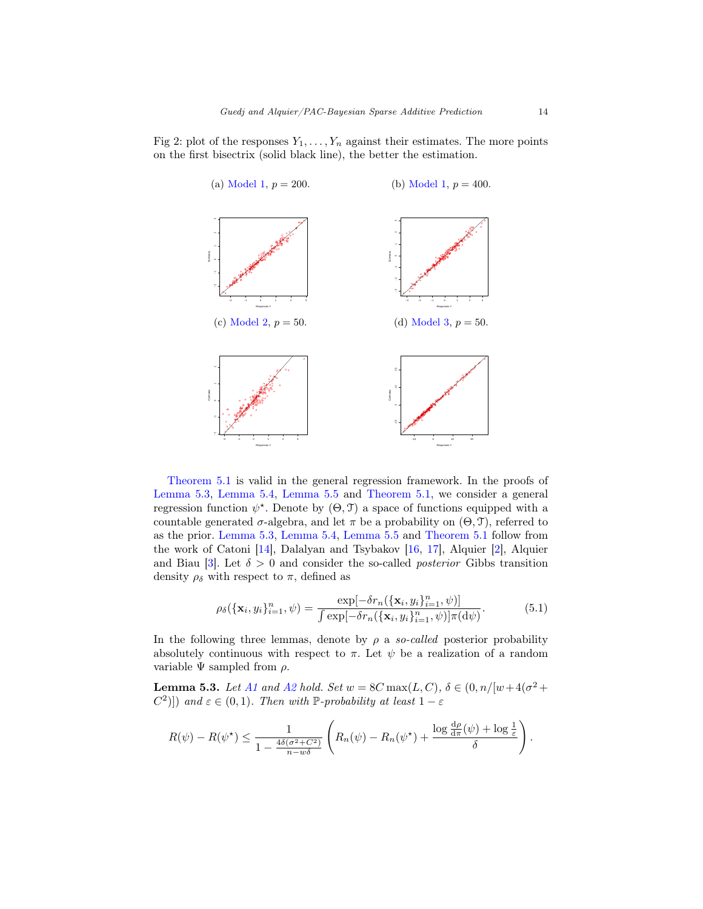Fig 2: plot of the responses $Y_1, \ldots, Y_n$ against their estimates. The more points on the first bisectrix (solid black line), the better the estimation.

(a) Model 1, $p = 200$.

(b) Model 1, $p = 400$.

(c) Model 2, $p = 50$.

(d) Model 3, $p = 50$.

Theorem 5.1 is valid in the general regression framework. In the proofs of Lemma 5.3, Lemma 5.4, Lemma 5.5 and Theorem 5.1, we consider a general regression function $\psi^\star$. Denote by $(\Theta, \mathcal{T})$ a space of functions equipped with a countable generated $\sigma$-algebra, and let $\pi$ be a probability on $(\Theta, \mathcal{T})$, referred to as the prior. Lemma 5.3, Lemma 5.4, Lemma 5.5 and Theorem 5.1 follow from the work of Catoni [14], Dalalyan and Tsybakov [16, 17], Alquier [2], Alquier and Biau [3]. Let $\delta > 0$ and consider the so-called *posterior* Gibbs transition density $\rho_\delta$ with respect to $\pi$, defined as

$$\rho_\delta(\{\mathbf{x}_i, y_i\}_{i=1}^n, \psi) = \frac{\exp[-\delta r_n(\{\mathbf{x}_i, y_i\}_{i=1}^n, \psi)]}{\int \exp[-\delta r_n(\{\mathbf{x}_i, y_i\}_{i=1}^n, \psi)]\pi(\mathrm{d}\psi)}. \tag{5.1}$$

In the following three lemmas, denote by $\rho$ a *so-called* posterior probability absolutely continuous with respect to $\pi$. Let $\psi$ be a realization of a random variable $\Psi$ sampled from $\rho$.

**Lemma 5.3.** *Let A1 and A2 hold. Set $w = 8C\max(L, C)$, $\delta \in (0, n/[w + 4(\sigma^2 + C^2)])$ and $\varepsilon \in (0, 1)$. Then with $\mathbb{P}$-probability at least $1 - \varepsilon$*

$$R(\psi) - R(\psi^\star) \leq \frac{1}{1 - \frac{4\delta(\sigma^2 + C^2)}{n - w\delta}} \left( R_n(\psi) - R_n(\psi^\star) + \frac{\log \frac{\mathrm{d}\rho}{\mathrm{d}\pi}(\psi) + \log \frac{1}{\varepsilon}}{\delta} \right).$$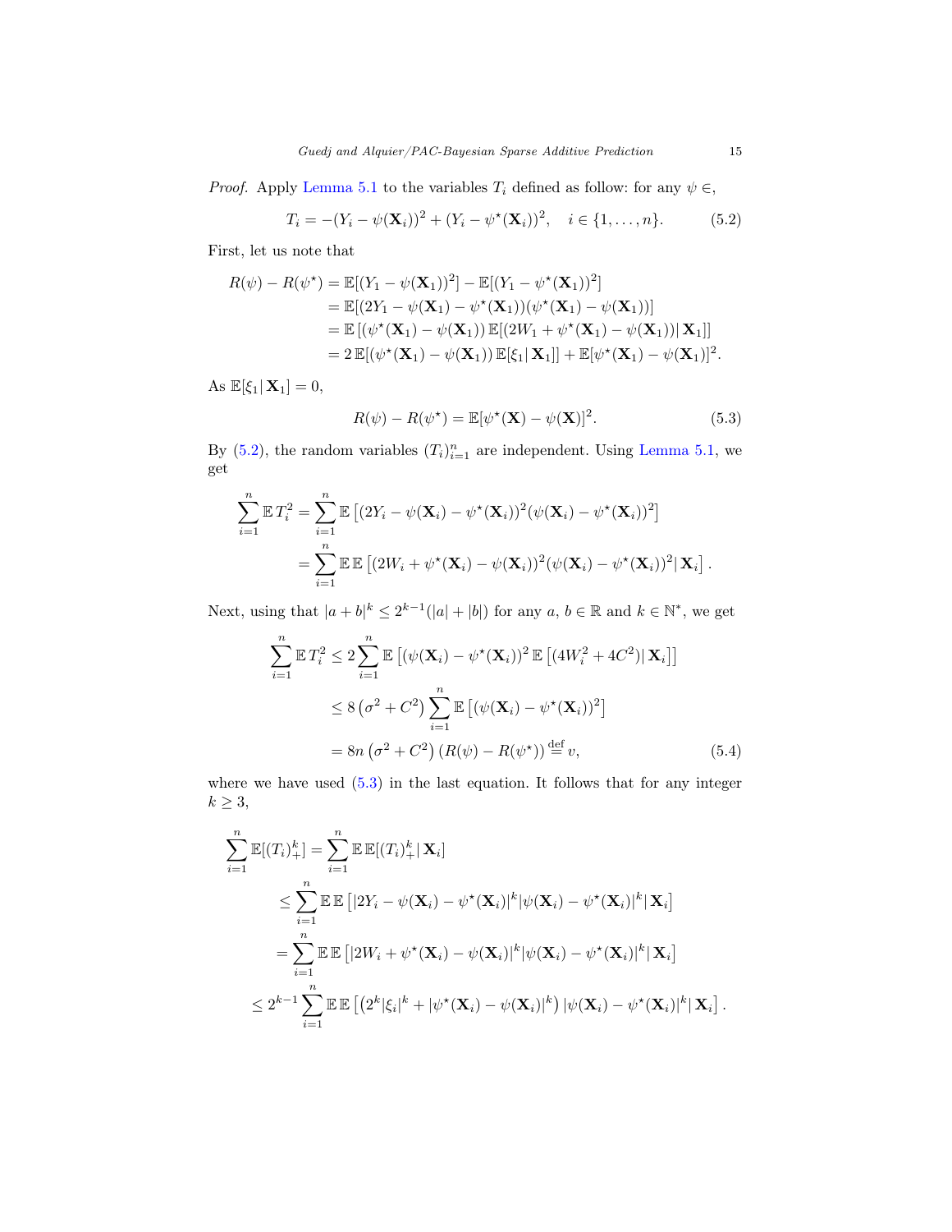*Proof.* Apply Lemma 5.1 to the variables $T_i$ defined as follow: for any $\psi \in$,

$$T_i = -(Y_i - \psi(\mathbf{X}_i))^2 + (Y_i - \psi^\star(\mathbf{X}_i))^2, \quad i \in \{1, \dots, n\}. \tag{5.2}$$

First, let us note that

$$\begin{aligned}
R(\psi) - R(\psi^\star) &= \mathbb{E}[(Y_1 - \psi(\mathbf{X}_1))^2] - \mathbb{E}[(Y_1 - \psi^\star(\mathbf{X}_1))^2] \\
&= \mathbb{E}[(2Y_1 - \psi(\mathbf{X}_1) - \psi^\star(\mathbf{X}_1))(\psi^\star(\mathbf{X}_1) - \psi(\mathbf{X}_1))] \\
&= \mathbb{E}\left[(\psi^\star(\mathbf{X}_1) - \psi(\mathbf{X}_1))\, \mathbb{E}[(2W_1 + \psi^\star(\mathbf{X}_1) - \psi(\mathbf{X}_1))| \, \mathbf{X}_1]\right] \\
&= 2\, \mathbb{E}[(\psi^\star(\mathbf{X}_1) - \psi(\mathbf{X}_1))\, \mathbb{E}[\xi_1 | \, \mathbf{X}_1]] + \mathbb{E}[\psi^\star(\mathbf{X}_1) - \psi(\mathbf{X}_1)]^2.
\end{aligned}$$

As $\mathbb{E}[\xi_1 | \, \mathbf{X}_1] = 0$,

$$R(\psi) - R(\psi^\star) = \mathbb{E}[\psi^\star(\mathbf{X}) - \psi(\mathbf{X})]^2. \tag{5.3}$$

By (5.2), the random variables $(T_i)_{i=1}^n$ are independent. Using Lemma 5.1, we get

$$\begin{aligned}
\sum_{i=1}^n \mathbb{E}\, T_i^2 &= \sum_{i=1}^n \mathbb{E}\left[(2Y_i - \psi(\mathbf{X}_i) - \psi^\star(\mathbf{X}_i))^2 (\psi(\mathbf{X}_i) - \psi^\star(\mathbf{X}_i))^2\right] \\
&= \sum_{i=1}^n \mathbb{E}\, \mathbb{E}\left[(2W_i + \psi^\star(\mathbf{X}_i) - \psi(\mathbf{X}_i))^2 (\psi(\mathbf{X}_i) - \psi^\star(\mathbf{X}_i))^2 | \, \mathbf{X}_i\right].
\end{aligned}$$

Next, using that $|a + b|^k \leq 2^{k-1}(|a| + |b|)$ for any $a$, $b \in \mathbb{R}$ and $k \in \mathbb{N}^*$, we get

$$\begin{aligned}
\sum_{i=1}^n \mathbb{E}\, T_i^2 &\leq 2 \sum_{i=1}^n \mathbb{E}\left[(\psi(\mathbf{X}_i) - \psi^\star(\mathbf{X}_i))^2\, \mathbb{E}\left[(4W_i^2 + 4C^2) | \, \mathbf{X}_i\right]\right] \\
&\leq 8\left(\sigma^2 + C^2\right) \sum_{i=1}^n \mathbb{E}\left[(\psi(\mathbf{X}_i) - \psi^\star(\mathbf{X}_i))^2\right] \\
&= 8n\left(\sigma^2 + C^2\right)(R(\psi) - R(\psi^\star)) \stackrel{\text{def}}{=} v,
\end{aligned} \tag{5.4}$$

where we have used (5.3) in the last equation. It follows that for any integer $k \geq 3$,

$$\begin{aligned}
\sum_{i=1}^n \mathbb{E}[(T_i)_+^k] &= \sum_{i=1}^n \mathbb{E}\, \mathbb{E}[(T_i)_+^k | \, \mathbf{X}_i] \\
&\leq \sum_{i=1}^n \mathbb{E}\, \mathbb{E}\left[|2Y_i - \psi(\mathbf{X}_i) - \psi^\star(\mathbf{X}_i)|^k |\psi(\mathbf{X}_i) - \psi^\star(\mathbf{X}_i)|^k | \, \mathbf{X}_i\right] \\
&= \sum_{i=1}^n \mathbb{E}\, \mathbb{E}\left[|2W_i + \psi^\star(\mathbf{X}_i) - \psi(\mathbf{X}_i)|^k |\psi(\mathbf{X}_i) - \psi^\star(\mathbf{X}_i)|^k | \, \mathbf{X}_i\right] \\
&\leq 2^{k-1} \sum_{i=1}^n \mathbb{E}\, \mathbb{E}\left[\left(2^k |\xi_i|^k + |\psi^\star(\mathbf{X}_i) - \psi(\mathbf{X}_i)|^k\right) |\psi(\mathbf{X}_i) - \psi^\star(\mathbf{X}_i)|^k | \, \mathbf{X}_i\right].
\end{aligned}$$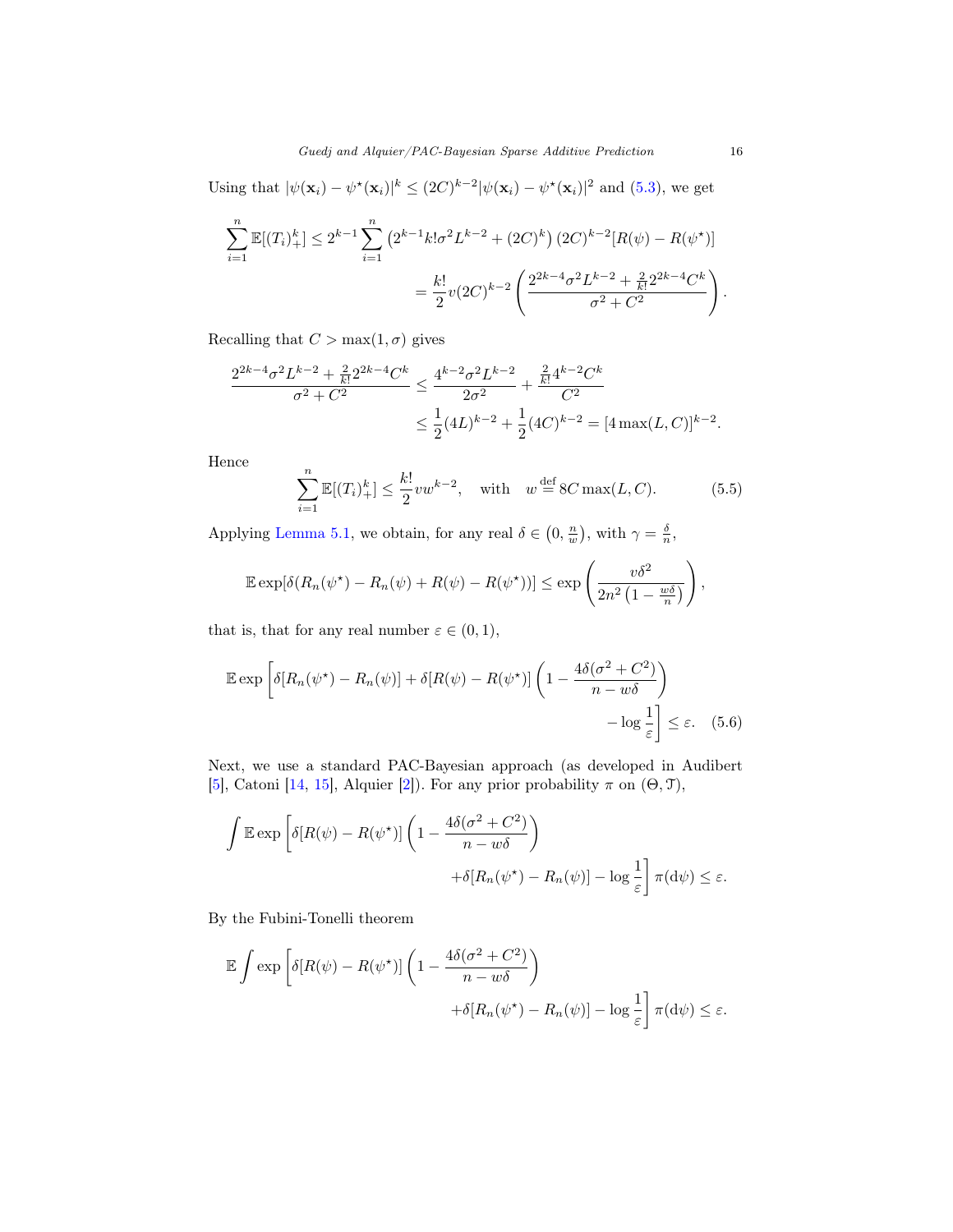Using that $|\psi(\mathbf{x}_i) - \psi^\star(\mathbf{x}_i)|^k \leq (2C)^{k-2}|\psi(\mathbf{x}_i) - \psi^\star(\mathbf{x}_i)|^2$ and (5.3), we get

$$
\begin{aligned}
\sum_{i=1}^n \mathbb{E}[(T_i)_+^k] &\leq 2^{k-1} \sum_{i=1}^n \left(2^{k-1}k!\sigma^2 L^{k-2} + (2C)^k\right)(2C)^{k-2}[R(\psi) - R(\psi^\star)] \\
&= \frac{k!}{2} v (2C)^{k-2} \left( \frac{2^{2k-4}\sigma^2 L^{k-2} + \frac{2}{k!}2^{2k-4}C^k}{\sigma^2 + C^2} \right).
\end{aligned}
$$

Recalling that $C > \max(1, \sigma)$ gives

$$
\begin{aligned}
\frac{2^{2k-4}\sigma^2 L^{k-2} + \frac{2}{k!}2^{2k-4}C^k}{\sigma^2 + C^2} &\leq \frac{4^{k-2}\sigma^2 L^{k-2}}{2\sigma^2} + \frac{\frac{2}{k!}4^{k-2}C^k}{C^2} \\
&\leq \frac{1}{2}(4L)^{k-2} + \frac{1}{2}(4C)^{k-2} = [4\max(L, C)]^{k-2}.
\end{aligned}
$$

Hence

$$
\sum_{i=1}^n \mathbb{E}[(T_i)_+^k] \leq \frac{k!}{2} v w^{k-2}, \quad \text{with} \quad w \stackrel{\text{def}}{=} 8C\max(L, C). \tag{5.5}
$$

Applying Lemma 5.1, we obtain, for any real $\delta \in \left(0, \frac{n}{w}\right)$, with $\gamma = \frac{\delta}{n}$,

$$
\mathbb{E}\exp[\delta(R_n(\psi^\star) - R_n(\psi) + R(\psi) - R(\psi^\star))] \leq \exp\left( \frac{v\delta^2}{2n^2\left(1 - \frac{w\delta}{n}\right)} \right),
$$

that is, that for any real number $\varepsilon \in (0, 1)$,

$$
\mathbb{E}\exp\left[\delta[R_n(\psi^\star) - R_n(\psi)] + \delta[R(\psi) - R(\psi^\star)]\left(1 - \frac{4\delta(\sigma^2 + C^2)}{n - w\delta}\right) - \log\frac{1}{\varepsilon}\right] \leq \varepsilon. \tag{5.6}
$$

Next, we use a standard PAC-Bayesian approach (as developed in Audibert [5], Catoni [14, 15], Alquier [2]). For any prior probability $\pi$ on $(\Theta, \mathcal{T})$,

$$
\int \mathbb{E}\exp\left[\delta[R(\psi) - R(\psi^\star)]\left(1 - \frac{4\delta(\sigma^2 + C^2)}{n - w\delta}\right) + \delta[R_n(\psi^\star) - R_n(\psi)] - \log\frac{1}{\varepsilon}\right]\pi(\mathrm{d}\psi) \leq \varepsilon.
$$

By the Fubini-Tonelli theorem

$$
\mathbb{E}\int \exp\left[\delta[R(\psi) - R(\psi^\star)]\left(1 - \frac{4\delta(\sigma^2 + C^2)}{n - w\delta}\right) + \delta[R_n(\psi^\star) - R_n(\psi)] - \log\frac{1}{\varepsilon}\right]\pi(\mathrm{d}\psi) \leq \varepsilon.
$$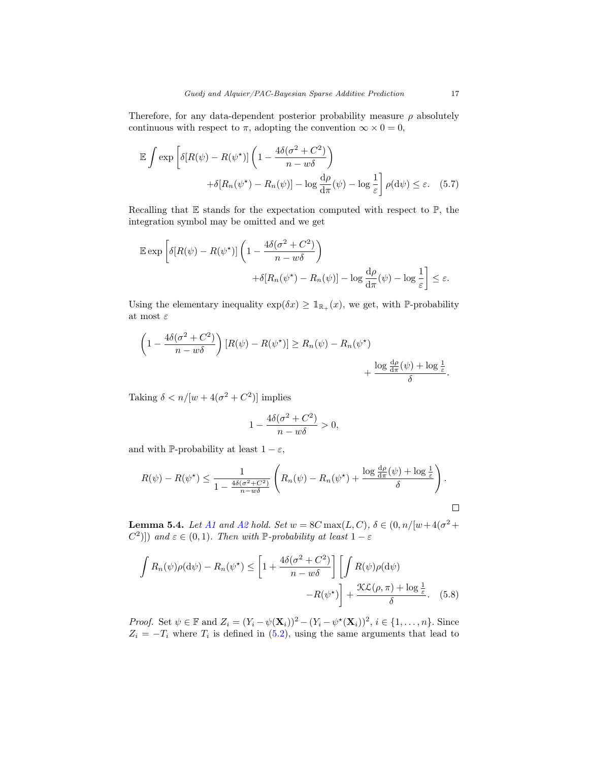Therefore, for any data-dependent posterior probability measure $\rho$ absolutely continuous with respect to $\pi$, adopting the convention $\infty \times 0 = 0$,

$$
\mathbb{E} \int \exp \left[ \delta[R(\psi) - R(\psi^\star)] \left( 1 - \frac{4\delta(\sigma^2 + C^2)}{n - w\delta} \right) \right. \\
\left. + \delta[R_n(\psi^\star) - R_n(\psi)] - \log \frac{\mathrm{d}\rho}{\mathrm{d}\pi}(\psi) - \log \frac{1}{\varepsilon} \right] \rho(\mathrm{d}\psi) \leq \varepsilon. \quad (5.7)
$$

Recalling that $\mathbb{E}$ stands for the expectation computed with respect to $\mathbb{P}$, the integration symbol may be omitted and we get

$$
\mathbb{E} \exp \left[ \delta[R(\psi) - R(\psi^\star)] \left( 1 - \frac{4\delta(\sigma^2 + C^2)}{n - w\delta} \right) \right. \\
\left. + \delta[R_n(\psi^\star) - R_n(\psi)] - \log \frac{\mathrm{d}\rho}{\mathrm{d}\pi}(\psi) - \log \frac{1}{\varepsilon} \right] \leq \varepsilon.
$$

Using the elementary inequality $\exp(\delta x) \geq \mathbb{1}_{\mathbb{R}_+}(x)$, we get, with $\mathbb{P}$-probability at most $\varepsilon$

$$
\left( 1 - \frac{4\delta(\sigma^2 + C^2)}{n - w\delta} \right) [R(\psi) - R(\psi^\star)] \geq R_n(\psi) - R_n(\psi^\star) \\
+ \frac{\log \frac{\mathrm{d}\rho}{\mathrm{d}\pi}(\psi) + \log \frac{1}{\varepsilon}}{\delta}.
$$

Taking $\delta < n/[w + 4(\sigma^2 + C^2)]$ implies

$$
1 - \frac{4\delta(\sigma^2 + C^2)}{n - w\delta} > 0,
$$

and with $\mathbb{P}$-probability at least $1 - \varepsilon$,

$$
R(\psi) - R(\psi^\star) \leq \frac{1}{1 - \frac{4\delta(\sigma^2 + C^2)}{n - w\delta}} \left( R_n(\psi) - R_n(\psi^\star) + \frac{\log \frac{\mathrm{d}\rho}{\mathrm{d}\pi}(\psi) + \log \frac{1}{\varepsilon}}{\delta} \right).
$$

□

**Lemma 5.4.** *Let A1 and A2 hold. Set $w = 8C \max(L, C)$, $\delta \in (0, n/[w + 4(\sigma^2 + C^2)])$ and $\varepsilon \in (0, 1)$. Then with $\mathbb{P}$-probability at least $1 - \varepsilon$*

$$
\int R_n(\psi)\rho(\mathrm{d}\psi) - R_n(\psi^\star) \leq \left[ 1 + \frac{4\delta(\sigma^2 + C^2)}{n - w\delta} \right] \left[ \int R(\psi)\rho(\mathrm{d}\psi) \right. \\
\left. - R(\psi^\star) \right] + \frac{\mathcal{KL}(\rho, \pi) + \log \frac{1}{\varepsilon}}{\delta}. \quad (5.8)
$$

*Proof.* Set $\psi \in \mathbb{F}$ and $Z_i = (Y_i - \psi(\mathbf{X}_i))^2 - (Y_i - \psi^\star(\mathbf{X}_i))^2$, $i \in \{1, \ldots, n\}$. Since $Z_i = -T_i$ where $T_i$ is defined in (5.2), using the same arguments that lead to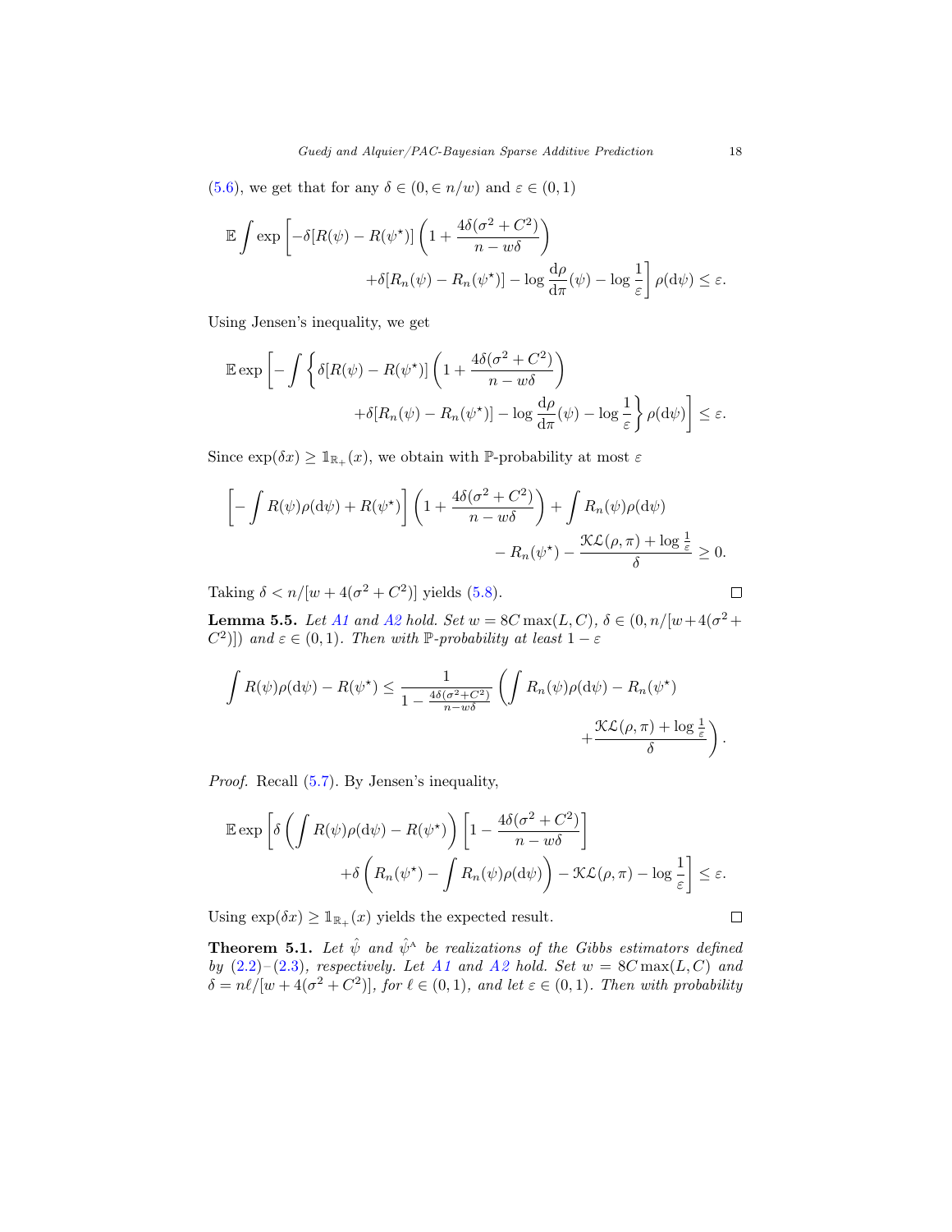(5.6), we get that for any $\delta \in (0, \in n/w)$ and $\varepsilon \in (0,1)$

$$
\mathbb{E} \int \exp \left[ -\delta[R(\psi) - R(\psi^\star)] \left( 1 + \frac{4\delta(\sigma^2 + C^2)}{n - w\delta} \right) \right.
$$
$$
\left. + \delta[R_n(\psi) - R_n(\psi^\star)] - \log \frac{\mathrm{d}\rho}{\mathrm{d}\pi}(\psi) - \log \frac{1}{\varepsilon} \right] \rho(\mathrm{d}\psi) \leq \varepsilon.
$$

Using Jensen's inequality, we get

$$
\mathbb{E} \exp \left[ - \int \left\{ \delta[R(\psi) - R(\psi^\star)] \left( 1 + \frac{4\delta(\sigma^2 + C^2)}{n - w\delta} \right) \right. \right.
$$
$$
\left. \left. + \delta[R_n(\psi) - R_n(\psi^\star)] - \log \frac{\mathrm{d}\rho}{\mathrm{d}\pi}(\psi) - \log \frac{1}{\varepsilon} \right\} \rho(\mathrm{d}\psi) \right] \leq \varepsilon.
$$

Since $\exp(\delta x) \geq \mathbb{1}_{\mathbb{R}_+}(x)$, we obtain with $\mathbb{P}$-probability at most $\varepsilon$

$$
\left[ - \int R(\psi)\rho(\mathrm{d}\psi) + R(\psi^\star) \right] \left( 1 + \frac{4\delta(\sigma^2 + C^2)}{n - w\delta} \right) + \int R_n(\psi)\rho(\mathrm{d}\psi)
$$
$$
- R_n(\psi^\star) - \frac{\mathcal{KL}(\rho, \pi) + \log \frac{1}{\varepsilon}}{\delta} \geq 0.
$$

Taking $\delta < n/[w + 4(\sigma^2 + C^2)]$ yields (5.8). $\square$

**Lemma 5.5.** *Let A1 and A2 hold. Set $w = 8C \max(L, C)$, $\delta \in (0, n/[w + 4(\sigma^2 + C^2)])$ and $\varepsilon \in (0,1)$. Then with $\mathbb{P}$-probability at least $1 - \varepsilon$*

$$
\int R(\psi)\rho(\mathrm{d}\psi) - R(\psi^\star) \leq \frac{1}{1 - \frac{4\delta(\sigma^2 + C^2)}{n - w\delta}} \left( \int R_n(\psi)\rho(\mathrm{d}\psi) - R_n(\psi^\star) \right.
$$
$$
\left. + \frac{\mathcal{KL}(\rho, \pi) + \log \frac{1}{\varepsilon}}{\delta} \right).
$$

*Proof.* Recall (5.7). By Jensen's inequality,

$$
\mathbb{E} \exp \left[ \delta \left( \int R(\psi)\rho(\mathrm{d}\psi) - R(\psi^\star) \right) \left[ 1 - \frac{4\delta(\sigma^2 + C^2)}{n - w\delta} \right] \right.
$$
$$
\left. + \delta \left( R_n(\psi^\star) - \int R_n(\psi)\rho(\mathrm{d}\psi) \right) - \mathcal{KL}(\rho, \pi) - \log \frac{1}{\varepsilon} \right] \leq \varepsilon.
$$

Using $\exp(\delta x) \geq \mathbb{1}_{\mathbb{R}_+}(x)$ yields the expected result. $\square$

**Theorem 5.1.** *Let $\hat{\psi}$ and $\hat{\psi}^{\text{A}}$ be realizations of the Gibbs estimators defined by (2.2)–(2.3), respectively. Let A1 and A2 hold. Set $w = 8C \max(L, C)$ and $\delta = n\ell/[w + 4(\sigma^2 + C^2)]$, for $\ell \in (0,1)$, and let $\varepsilon \in (0,1)$. Then with probability*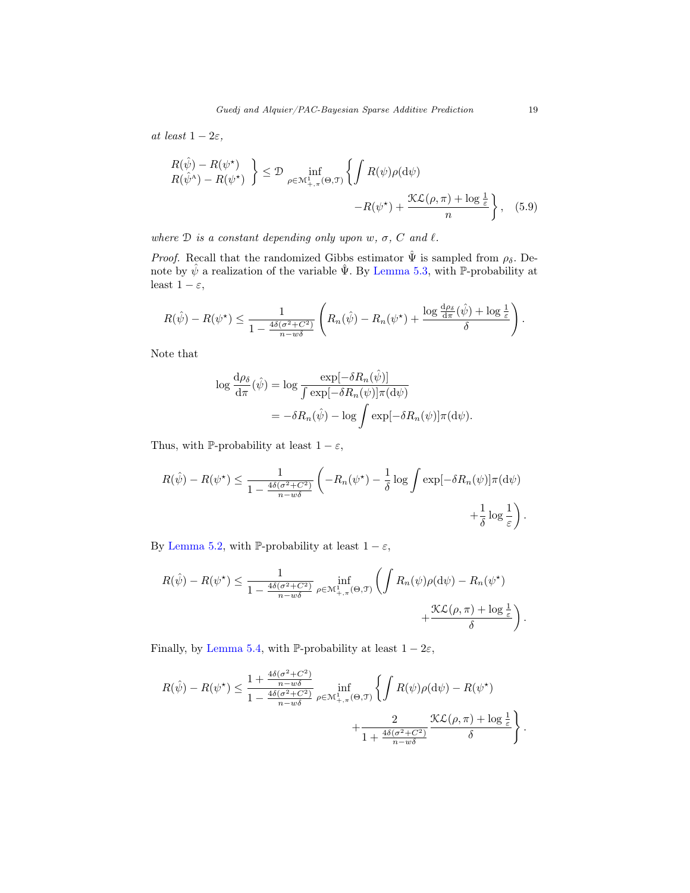*at least* $1 - 2\varepsilon$,

$$\left.\begin{array}{l} R(\hat{\psi}) - R(\psi^\star) \\ R(\hat{\psi}^{\mathrm{A}}) - R(\psi^\star) \end{array}\right\} \leq \mathcal{D} \inf_{\rho \in \mathcal{M}^1_{+,\pi}(\Theta, \mathcal{T})} \left\{ \int R(\psi)\rho(\mathrm{d}\psi) - R(\psi^\star) + \frac{\mathcal{KL}(\rho, \pi) + \log \frac{1}{\varepsilon}}{n} \right\}, \quad (5.9)$$

*where* $\mathcal{D}$ *is a constant depending only upon* $w$, $\sigma$, $C$ *and* $\ell$.

*Proof.* Recall that the randomized Gibbs estimator $\hat{\Psi}$ is sampled from $\rho_\delta$. Denote by $\hat{\psi}$ a realization of the variable $\hat{\Psi}$. By Lemma 5.3, with $\mathbb{P}$-probability at least $1 - \varepsilon$,

$$R(\hat{\psi}) - R(\psi^\star) \leq \frac{1}{1 - \frac{4\delta(\sigma^2 + C^2)}{n - w\delta}} \left( R_n(\hat{\psi}) - R_n(\psi^\star) + \frac{\log \frac{\mathrm{d}\rho_\delta}{\mathrm{d}\pi}(\hat{\psi}) + \log \frac{1}{\varepsilon}}{\delta} \right).$$

Note that

$$\begin{aligned}
\log \frac{\mathrm{d}\rho_\delta}{\mathrm{d}\pi}(\hat{\psi}) &= \log \frac{\exp[-\delta R_n(\hat{\psi})]}{\int \exp[-\delta R_n(\psi)]\pi(\mathrm{d}\psi)} \\
&= -\delta R_n(\hat{\psi}) - \log \int \exp[-\delta R_n(\psi)]\pi(\mathrm{d}\psi).
\end{aligned}$$

Thus, with $\mathbb{P}$-probability at least $1 - \varepsilon$,

$$R(\hat{\psi}) - R(\psi^\star) \leq \frac{1}{1 - \frac{4\delta(\sigma^2 + C^2)}{n - w\delta}} \left( -R_n(\psi^\star) - \frac{1}{\delta} \log \int \exp[-\delta R_n(\psi)]\pi(\mathrm{d}\psi) + \frac{1}{\delta} \log \frac{1}{\varepsilon} \right).$$

By Lemma 5.2, with $\mathbb{P}$-probability at least $1 - \varepsilon$,

$$R(\hat{\psi}) - R(\psi^\star) \leq \frac{1}{1 - \frac{4\delta(\sigma^2 + C^2)}{n - w\delta}} \inf_{\rho \in \mathcal{M}^1_{+,\pi}(\Theta, \mathcal{T})} \left( \int R_n(\psi)\rho(\mathrm{d}\psi) - R_n(\psi^\star) + \frac{\mathcal{KL}(\rho, \pi) + \log \frac{1}{\varepsilon}}{\delta} \right).$$

Finally, by Lemma 5.4, with $\mathbb{P}$-probability at least $1 - 2\varepsilon$,

$$R(\hat{\psi}) - R(\psi^\star) \leq \frac{1 + \frac{4\delta(\sigma^2 + C^2)}{n - w\delta}}{1 - \frac{4\delta(\sigma^2 + C^2)}{n - w\delta}} \inf_{\rho \in \mathcal{M}^1_{+,\pi}(\Theta, \mathcal{T})} \left\{ \int R(\psi)\rho(\mathrm{d}\psi) - R(\psi^\star) + \frac{2}{1 + \frac{4\delta(\sigma^2 + C^2)}{n - w\delta}} \frac{\mathcal{KL}(\rho, \pi) + \log \frac{1}{\varepsilon}}{\delta} \right\}.$$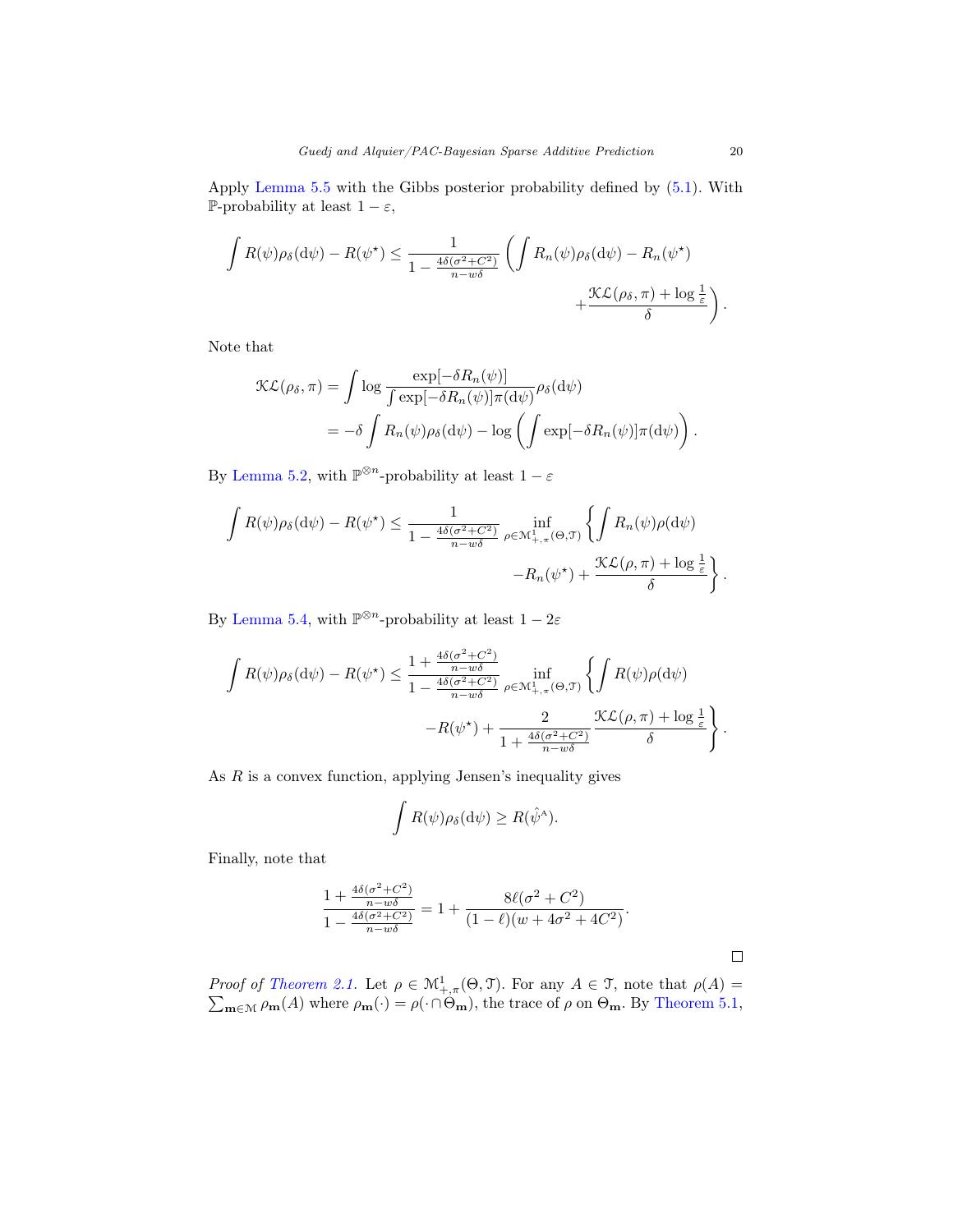Apply Lemma 5.5 with the Gibbs posterior probability defined by (5.1). With $\mathbb{P}$-probability at least $1-\varepsilon$,

$$\int R(\psi)\rho_\delta(\mathrm{d}\psi) - R(\psi^\star) \leq \frac{1}{1-\frac{4\delta(\sigma^2+C^2)}{n-w\delta}} \left( \int R_n(\psi)\rho_\delta(\mathrm{d}\psi) - R_n(\psi^\star) + \frac{\mathcal{KL}(\rho_\delta,\pi)+\log\frac{1}{\varepsilon}}{\delta} \right).$$

Note that

$$\begin{aligned}
\mathcal{KL}(\rho_\delta,\pi) &= \int \log \frac{\exp[-\delta R_n(\psi)]}{\int \exp[-\delta R_n(\psi)]\pi(\mathrm{d}\psi)} \rho_\delta(\mathrm{d}\psi) \\
&= -\delta \int R_n(\psi)\rho_\delta(\mathrm{d}\psi) - \log\left( \int \exp[-\delta R_n(\psi)]\pi(\mathrm{d}\psi) \right).
\end{aligned}$$

By Lemma 5.2, with $\mathbb{P}^{\otimes n}$-probability at least $1-\varepsilon$

$$\int R(\psi)\rho_\delta(\mathrm{d}\psi) - R(\psi^\star) \leq \frac{1}{1-\frac{4\delta(\sigma^2+C^2)}{n-w\delta}} \inf_{\rho\in\mathcal{M}^1_{+,\pi}(\Theta,\mathcal{T})} \left\{ \int R_n(\psi)\rho(\mathrm{d}\psi) - R_n(\psi^\star) + \frac{\mathcal{KL}(\rho,\pi)+\log\frac{1}{\varepsilon}}{\delta} \right\}.$$

By Lemma 5.4, with $\mathbb{P}^{\otimes n}$-probability at least $1-2\varepsilon$

$$\int R(\psi)\rho_\delta(\mathrm{d}\psi) - R(\psi^\star) \leq \frac{1+\frac{4\delta(\sigma^2+C^2)}{n-w\delta}}{1-\frac{4\delta(\sigma^2+C^2)}{n-w\delta}} \inf_{\rho\in\mathcal{M}^1_{+,\pi}(\Theta,\mathcal{T})} \left\{ \int R(\psi)\rho(\mathrm{d}\psi) - R(\psi^\star) + \frac{2}{1+\frac{4\delta(\sigma^2+C^2)}{n-w\delta}} \frac{\mathcal{KL}(\rho,\pi)+\log\frac{1}{\varepsilon}}{\delta} \right\}.$$

As $R$ is a convex function, applying Jensen's inequality gives

$$\int R(\psi)\rho_\delta(\mathrm{d}\psi) \geq R(\hat{\psi}^{\mathrm{A}}).$$

Finally, note that

$$\frac{1+\frac{4\delta(\sigma^2+C^2)}{n-w\delta}}{1-\frac{4\delta(\sigma^2+C^2)}{n-w\delta}} = 1 + \frac{8\ell(\sigma^2+C^2)}{(1-\ell)(w+4\sigma^2+4C^2)}.$$

∎

*Proof of Theorem 2.1.* Let $\rho \in \mathcal{M}^1_{+,\pi}(\Theta,\mathcal{T})$. For any $A\in\mathcal{T}$, note that $\rho(A) = \sum_{\mathbf{m}\in\mathcal{M}} \rho_{\mathbf{m}}(A)$ where $\rho_{\mathbf{m}}(\cdot) = \rho(\cdot\cap\Theta_{\mathbf{m}})$, the trace of $\rho$ on $\Theta_{\mathbf{m}}$. By Theorem 5.1,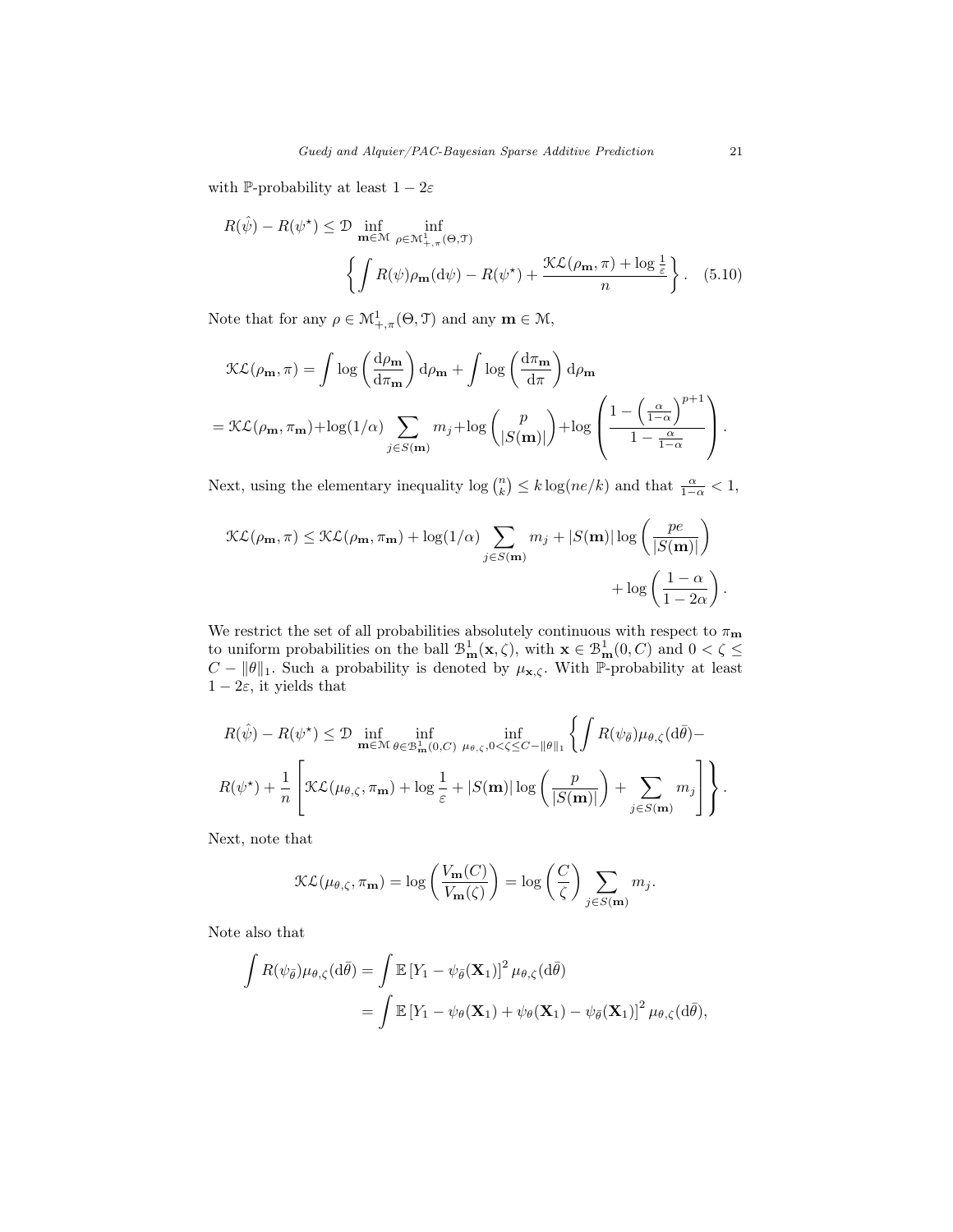with $\mathbb{P}$-probability at least $1 - 2\varepsilon$

$$R(\hat{\psi}) - R(\psi^\star) \leq \mathcal{D} \inf_{\mathbf{m}\in\mathcal{M}} \inf_{\rho\in\mathcal{M}^1_{+,\pi}(\Theta,\mathcal{T})} \left\{ \int R(\psi)\rho_{\mathbf{m}}(\mathrm{d}\psi) - R(\psi^\star) + \frac{\mathcal{KL}(\rho_{\mathbf{m}},\pi) + \log\frac{1}{\varepsilon}}{n} \right\}. \quad (5.10)$$

Note that for any $\rho \in \mathcal{M}^1_{+,\pi}(\Theta,\mathcal{T})$ and any $\mathbf{m}\in\mathcal{M}$,

$$\mathcal{KL}(\rho_{\mathbf{m}},\pi) = \int \log\left(\frac{\mathrm{d}\rho_{\mathbf{m}}}{\mathrm{d}\pi_{\mathbf{m}}}\right)\mathrm{d}\rho_{\mathbf{m}} + \int \log\left(\frac{\mathrm{d}\pi_{\mathbf{m}}}{\mathrm{d}\pi}\right)\mathrm{d}\rho_{\mathbf{m}}$$

$$= \mathcal{KL}(\rho_{\mathbf{m}},\pi_{\mathbf{m}}) + \log(1/\alpha)\sum_{j\in S(\mathbf{m})} m_j + \log\binom{p}{|S(\mathbf{m})|} + \log\left(\frac{1-\left(\frac{\alpha}{1-\alpha}\right)^{p+1}}{1-\frac{\alpha}{1-\alpha}}\right).$$

Next, using the elementary inequality $\log\binom{n}{k} \leq k\log(ne/k)$ and that $\frac{\alpha}{1-\alpha} < 1$,

$$\mathcal{KL}(\rho_{\mathbf{m}},\pi) \leq \mathcal{KL}(\rho_{\mathbf{m}},\pi_{\mathbf{m}}) + \log(1/\alpha)\sum_{j\in S(\mathbf{m})} m_j + |S(\mathbf{m})|\log\left(\frac{pe}{|S(\mathbf{m})|}\right) + \log\left(\frac{1-\alpha}{1-2\alpha}\right).$$

We restrict the set of all probabilities absolutely continuous with respect to $\pi_{\mathbf{m}}$ to uniform probabilities on the ball $\mathcal{B}^1_{\mathbf{m}}(\mathbf{x},\zeta)$, with $\mathbf{x}\in\mathcal{B}^1_{\mathbf{m}}(0,C)$ and $0<\zeta\leq C-\|\theta\|_1$. Such a probability is denoted by $\mu_{\mathbf{x},\zeta}$. With $\mathbb{P}$-probability at least $1-2\varepsilon$, it yields that

$$R(\hat{\psi}) - R(\psi^\star) \leq \mathcal{D} \inf_{\mathbf{m}\in\mathcal{M}} \inf_{\theta\in\mathcal{B}^1_{\mathbf{m}}(0,C)} \inf_{\mu_{\theta,\zeta},0<\zeta\leq C-\|\theta\|_1} \left\{ \int R(\psi_{\bar{\theta}})\mu_{\theta,\zeta}(\mathrm{d}\bar{\theta}) - R(\psi^\star) + \frac{1}{n}\left[ \mathcal{KL}(\mu_{\theta,\zeta},\pi_{\mathbf{m}}) + \log\frac{1}{\varepsilon} + |S(\mathbf{m})|\log\left(\frac{p}{|S(\mathbf{m})|}\right) + \sum_{j\in S(\mathbf{m})} m_j \right] \right\}.$$

Next, note that

$$\mathcal{KL}(\mu_{\theta,\zeta},\pi_{\mathbf{m}}) = \log\left(\frac{V_{\mathbf{m}}(C)}{V_{\mathbf{m}}(\zeta)}\right) = \log\left(\frac{C}{\zeta}\right)\sum_{j\in S(\mathbf{m})} m_j.$$

Note also that

$$\begin{aligned}\int R(\psi_{\bar{\theta}})\mu_{\theta,\zeta}(\mathrm{d}\bar{\theta}) &= \int \mathbb{E}\left[Y_1 - \psi_{\bar{\theta}}(\mathbf{X}_1)\right]^2 \mu_{\theta,\zeta}(\mathrm{d}\bar{\theta}) \\ &= \int \mathbb{E}\left[Y_1 - \psi_{\theta}(\mathbf{X}_1) + \psi_{\theta}(\mathbf{X}_1) - \psi_{\bar{\theta}}(\mathbf{X}_1)\right]^2 \mu_{\theta,\zeta}(\mathrm{d}\bar{\theta}),\end{aligned}$$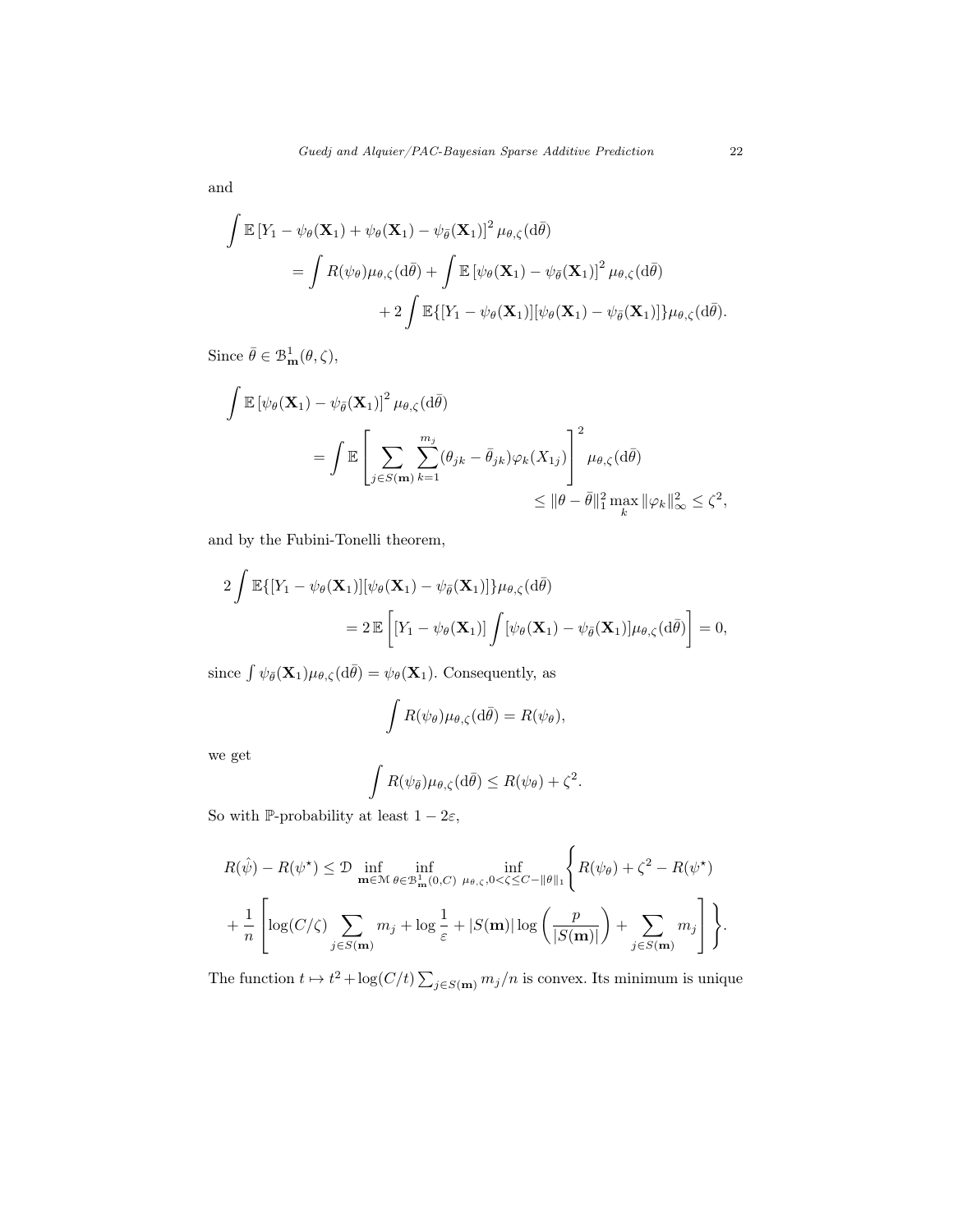and

$$
\begin{aligned}
\int \mathbb{E}\left[Y_1 - \psi_\theta(\mathbf{X}_1) + \psi_\theta(\mathbf{X}_1) - \psi_{\bar{\theta}}(\mathbf{X}_1)\right]^2 \mu_{\theta,\zeta}(\mathrm{d}\bar{\theta}) \\
= \int R(\psi_\theta)\mu_{\theta,\zeta}(\mathrm{d}\bar{\theta}) + \int \mathbb{E}\left[\psi_\theta(\mathbf{X}_1) - \psi_{\bar{\theta}}(\mathbf{X}_1)\right]^2 \mu_{\theta,\zeta}(\mathrm{d}\bar{\theta}) \\
+ 2\int \mathbb{E}\{[Y_1 - \psi_\theta(\mathbf{X}_1)][\psi_\theta(\mathbf{X}_1) - \psi_{\bar{\theta}}(\mathbf{X}_1)]\}\mu_{\theta,\zeta}(\mathrm{d}\bar{\theta}).
\end{aligned}
$$

Since $\bar{\theta} \in \mathcal{B}^1_{\mathbf{m}}(\theta, \zeta)$,

$$
\begin{aligned}
\int \mathbb{E}\left[\psi_\theta(\mathbf{X}_1) - \psi_{\bar{\theta}}(\mathbf{X}_1)\right]^2 \mu_{\theta,\zeta}(\mathrm{d}\bar{\theta}) \\
= \int \mathbb{E}\left[\sum_{j \in S(\mathbf{m})} \sum_{k=1}^{m_j} (\theta_{jk} - \bar{\theta}_{jk})\varphi_k(X_{1j})\right]^2 \mu_{\theta,\zeta}(\mathrm{d}\bar{\theta}) \\
\leq \|\theta - \bar{\theta}\|_1^2 \max_k \|\varphi_k\|_\infty^2 \leq \zeta^2,
\end{aligned}
$$

and by the Fubini-Tonelli theorem,

$$
\begin{aligned}
2\int \mathbb{E}\{[Y_1 - \psi_\theta(\mathbf{X}_1)][\psi_\theta(\mathbf{X}_1) - \psi_{\bar{\theta}}(\mathbf{X}_1)]\}\mu_{\theta,\zeta}(\mathrm{d}\bar{\theta}) \\
= 2\,\mathbb{E}\left[[Y_1 - \psi_\theta(\mathbf{X}_1)]\int [\psi_\theta(\mathbf{X}_1) - \psi_{\bar{\theta}}(\mathbf{X}_1)]\mu_{\theta,\zeta}(\mathrm{d}\bar{\theta})\right] = 0,
\end{aligned}
$$

since $\int \psi_{\bar{\theta}}(\mathbf{X}_1)\mu_{\theta,\zeta}(\mathrm{d}\bar{\theta}) = \psi_\theta(\mathbf{X}_1)$. Consequently, as

$$
\int R(\psi_\theta)\mu_{\theta,\zeta}(\mathrm{d}\bar{\theta}) = R(\psi_\theta),
$$

we get

$$
\int R(\psi_{\bar{\theta}})\mu_{\theta,\zeta}(\mathrm{d}\bar{\theta}) \leq R(\psi_\theta) + \zeta^2.
$$

So with $\mathbb{P}$-probability at least $1 - 2\varepsilon$,

$$
\begin{aligned}
R(\hat{\psi}) - R(\psi^\star) \leq \mathcal{D} \inf_{\mathbf{m} \in \mathcal{M}} \inf_{\theta \in \mathcal{B}^1_{\mathbf{m}}(0,C)} \inf_{\mu_{\theta,\zeta}, 0 < \zeta \leq C - \|\theta\|_1} \Bigg\{ R(\psi_\theta) + \zeta^2 - R(\psi^\star) \\
+ \frac{1}{n}\left[\log(C/\zeta)\sum_{j \in S(\mathbf{m})} m_j + \log\frac{1}{\varepsilon} + |S(\mathbf{m})|\log\left(\frac{p}{|S(\mathbf{m})|}\right) + \sum_{j \in S(\mathbf{m})} m_j\right]\Bigg\}.
\end{aligned}
$$

The function $t \mapsto t^2 + \log(C/t)\sum_{j \in S(\mathbf{m})} m_j/n$ is convex. Its minimum is unique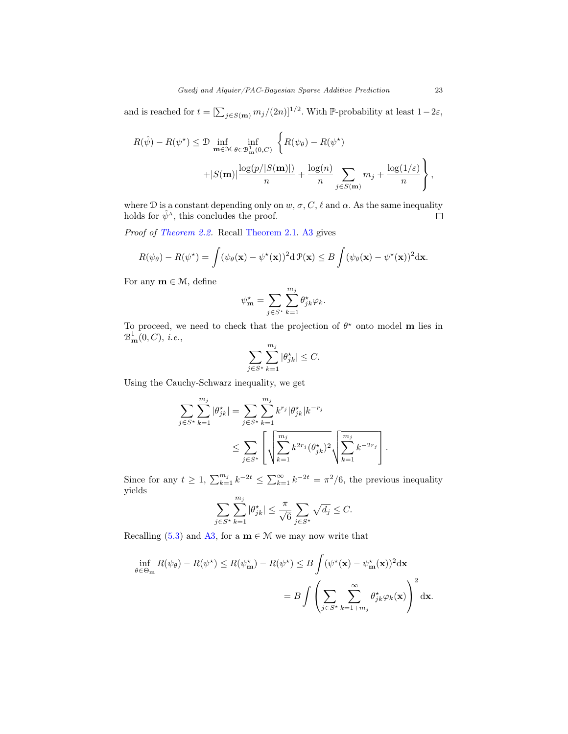and is reached for $t = [\sum_{j\in S(\mathbf{m})} m_j/(2n)]^{1/2}$. With $\mathbb{P}$-probability at least $1-2\varepsilon$,

$$R(\hat{\psi}) - R(\psi^\star) \leq \mathcal{D} \inf_{\mathbf{m}\in\mathcal{M}} \inf_{\theta\in\mathcal{B}^1_{\mathbf{m}}(0,C)} \left\{ R(\psi_\theta) - R(\psi^\star) \right.$$
$$\left. + |S(\mathbf{m})| \frac{\log(p/|S(\mathbf{m})|)}{n} + \frac{\log(n)}{n} \sum_{j\in S(\mathbf{m})} m_j + \frac{\log(1/\varepsilon)}{n} \right\},$$

where $\mathcal{D}$ is a constant depending only on $w$, $\sigma$, $C$, $\ell$ and $\alpha$. As the same inequality holds for $\hat{\psi}^{\mathrm{A}}$, this concludes the proof. □

*Proof of Theorem 2.2.* Recall Theorem 2.1. A3 gives

$$R(\psi_\theta) - R(\psi^\star) = \int (\psi_\theta(\mathbf{x}) - \psi^\star(\mathbf{x}))^2 \mathrm{d}\,\mathcal{P}(\mathbf{x}) \leq B \int (\psi_\theta(\mathbf{x}) - \psi^\star(\mathbf{x}))^2 \mathrm{d}\mathbf{x}.$$

For any $\mathbf{m} \in \mathcal{M}$, define

$$\psi^\star_{\mathbf{m}} = \sum_{j\in S^\star} \sum_{k=1}^{m_j} \theta^\star_{jk} \varphi_k.$$

To proceed, we need to check that the projection of $\theta^\star$ onto model $\mathbf{m}$ lies in $\mathcal{B}^1_{\mathbf{m}}(0,C)$, *i.e.*,

$$\sum_{j\in S^\star} \sum_{k=1}^{m_j} |\theta^\star_{jk}| \leq C.$$

Using the Cauchy-Schwarz inequality, we get

$$\sum_{j\in S^\star} \sum_{k=1}^{m_j} |\theta^\star_{jk}| = \sum_{j\in S^\star} \sum_{k=1}^{m_j} k^{r_j} |\theta^\star_{jk}| k^{-r_j}$$
$$\leq \sum_{j\in S^\star} \left[ \sqrt{\sum_{k=1}^{m_j} k^{2r_j} (\theta^\star_{jk})^2} \sqrt{\sum_{k=1}^{m_j} k^{-2r_j}} \right].$$

Since for any $t \geq 1$, $\sum_{k=1}^{m_j} k^{-2t} \leq \sum_{k=1}^{\infty} k^{-2t} = \pi^2/6$, the previous inequality yields

$$\sum_{j\in S^\star} \sum_{k=1}^{m_j} |\theta^\star_{jk}| \leq \frac{\pi}{\sqrt{6}} \sum_{j\in S^\star} \sqrt{d_j} \leq C.$$

Recalling (5.3) and A3, for a $\mathbf{m} \in \mathcal{M}$ we may now write that

$$\inf_{\theta\in\Theta_{\mathbf{m}}} R(\psi_\theta) - R(\psi^\star) \leq R(\psi^\star_{\mathbf{m}}) - R(\psi^\star) \leq B \int (\psi^\star(\mathbf{x}) - \psi^\star_{\mathbf{m}}(\mathbf{x}))^2 \mathrm{d}\mathbf{x}$$
$$= B \int \left( \sum_{j\in S^\star} \sum_{k=1+m_j}^{\infty} \theta^\star_{jk} \varphi_k(\mathbf{x}) \right)^2 \mathrm{d}\mathbf{x}.$$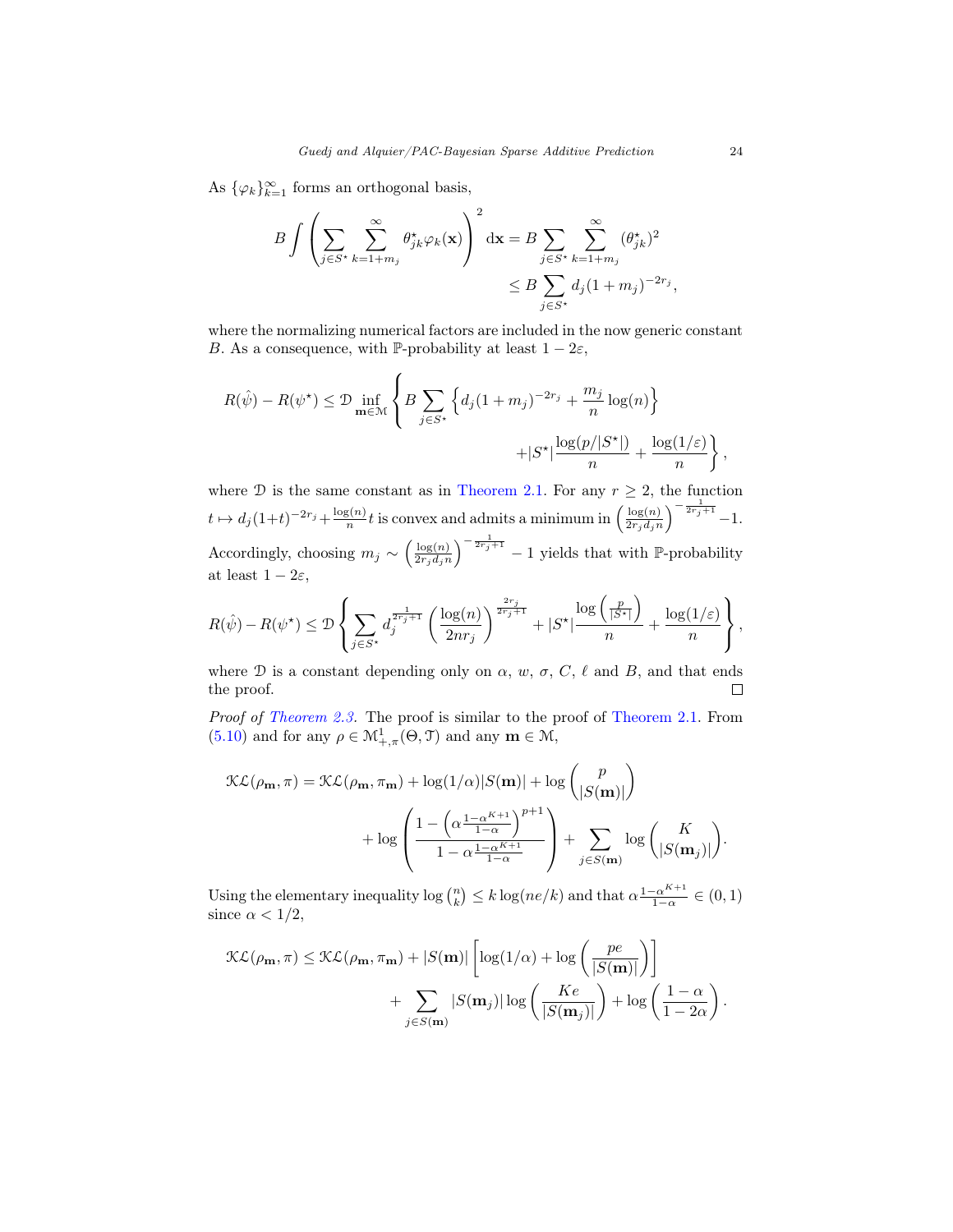As $\{\varphi_k\}_{k=1}^{\infty}$ forms an orthogonal basis,

$$
\begin{aligned}
B \int \left( \sum_{j \in S^\star} \sum_{k=1+m_j}^{\infty} \theta^\star_{jk} \varphi_k(\mathbf{x}) \right)^2 \mathrm{d}\mathbf{x} &= B \sum_{j \in S^\star} \sum_{k=1+m_j}^{\infty} (\theta^\star_{jk})^2 \\
&\leq B \sum_{j \in S^\star} d_j (1+m_j)^{-2r_j},
\end{aligned}
$$

where the normalizing numerical factors are included in the now generic constant $B$. As a consequence, with $\mathbb{P}$-probability at least $1-2\varepsilon$,

$$
\begin{aligned}
R(\hat{\psi}) - R(\psi^\star) \leq \mathcal{D} \inf_{\mathbf{m} \in \mathcal{M}} \Bigg\{ & B \sum_{j \in S^\star} \left\{ d_j (1+m_j)^{-2r_j} + \frac{m_j}{n} \log(n) \right\} \\
& + |S^\star| \frac{\log(p/|S^\star|)}{n} + \frac{\log(1/\varepsilon)}{n} \Bigg\},
\end{aligned}
$$

where $\mathcal{D}$ is the same constant as in Theorem 2.1. For any $r \geq 2$, the function $t \mapsto d_j(1+t)^{-2r_j} + \frac{\log(n)}{n} t$ is convex and admits a minimum in $\left(\frac{\log(n)}{2r_j d_j n}\right)^{-\frac{1}{2r_j+1}} - 1$. Accordingly, choosing $m_j \sim \left(\frac{\log(n)}{2r_j d_j n}\right)^{-\frac{1}{2r_j+1}} - 1$ yields that with $\mathbb{P}$-probability at least $1-2\varepsilon$,

$$
R(\hat{\psi}) - R(\psi^\star) \leq \mathcal{D} \left\{ \sum_{j \in S^\star} d_j^{\frac{1}{2r_j+1}} \left( \frac{\log(n)}{2nr_j} \right)^{\frac{2r_j}{2r_j+1}} + |S^\star| \frac{\log\left(\frac{p}{|S^\star|}\right)}{n} + \frac{\log(1/\varepsilon)}{n} \right\},
$$

where $\mathcal{D}$ is a constant depending only on $\alpha$, $w$, $\sigma$, $C$, $\ell$ and $B$, and that ends the proof. □

*Proof of Theorem 2.3.* The proof is similar to the proof of Theorem 2.1. From (5.10) and for any $\rho \in \mathcal{M}^1_{+,\pi}(\Theta, \mathcal{T})$ and any $\mathbf{m} \in \mathcal{M}$,

$$
\begin{aligned}
\mathcal{KL}(\rho_{\mathbf{m}}, \pi) = \mathcal{KL}(\rho_{\mathbf{m}}, \pi_{\mathbf{m}}) + \log(1/\alpha)|S(\mathbf{m})| + \log \binom{p}{|S(\mathbf{m})|} \\
+ \log \left( \frac{1 - \left(\alpha \frac{1-\alpha^{K+1}}{1-\alpha}\right)^{p+1}}{1 - \alpha \frac{1-\alpha^{K+1}}{1-\alpha}} \right) + \sum_{j \in S(\mathbf{m})} \log \binom{K}{|S(\mathbf{m}_j)|}.
\end{aligned}
$$

Using the elementary inequality $\log \binom{n}{k} \leq k \log(ne/k)$ and that $\alpha \frac{1-\alpha^{K+1}}{1-\alpha} \in (0,1)$ since $\alpha < 1/2$,

$$
\begin{aligned}
\mathcal{KL}(\rho_{\mathbf{m}}, \pi) \leq \mathcal{KL}(\rho_{\mathbf{m}}, \pi_{\mathbf{m}}) + |S(\mathbf{m})| \left[ \log(1/\alpha) + \log\left( \frac{pe}{|S(\mathbf{m})|} \right) \right] \\
+ \sum_{j \in S(\mathbf{m})} |S(\mathbf{m}_j)| \log \left( \frac{Ke}{|S(\mathbf{m}_j)|} \right) + \log \left( \frac{1-\alpha}{1-2\alpha} \right).
\end{aligned}
$$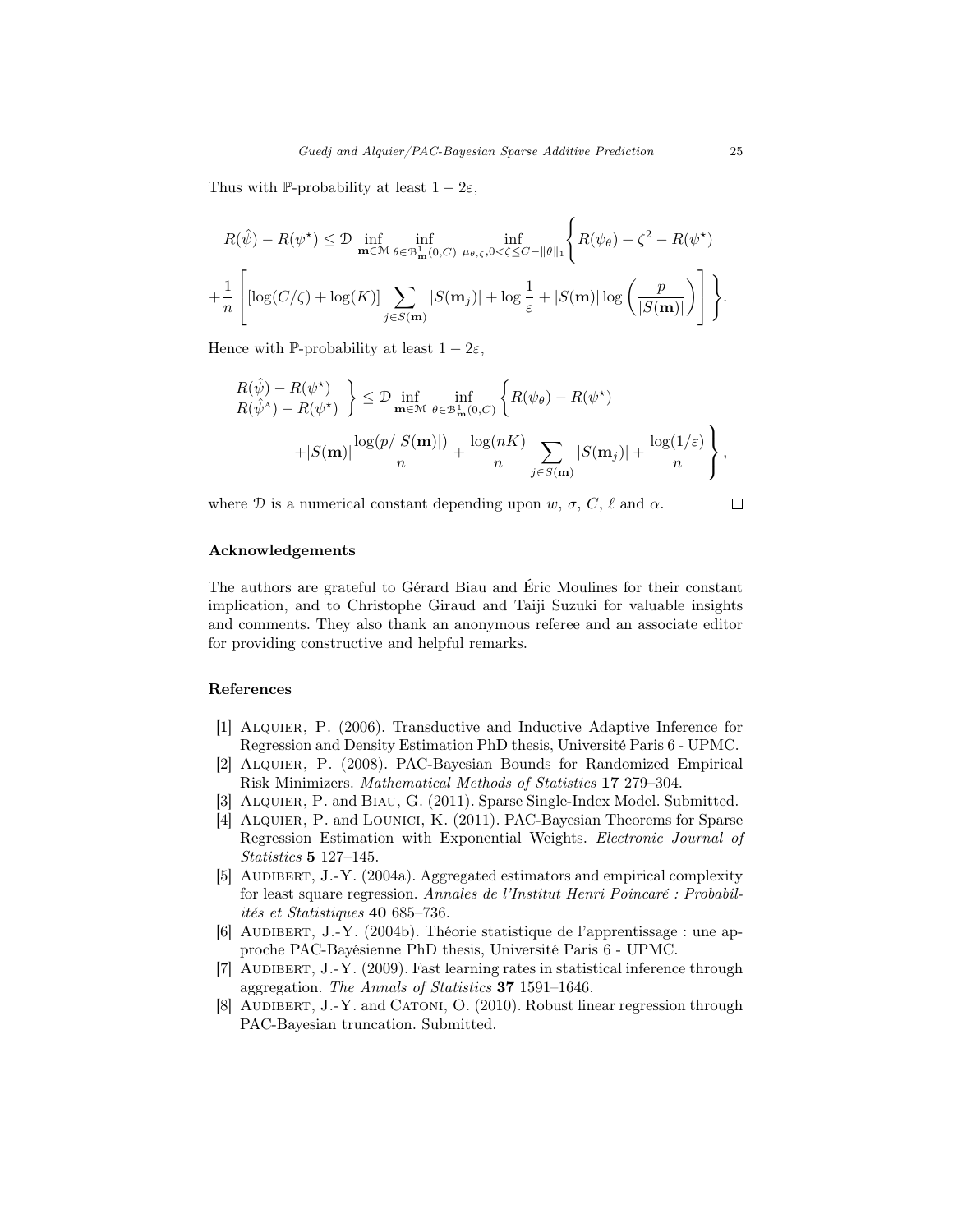Thus with $\mathbb{P}$-probability at least $1-2\varepsilon$,

$$
R(\hat{\psi}) - R(\psi^\star) \leq \mathcal{D} \inf_{\mathbf{m}\in\mathcal{M}} \inf_{\theta\in\mathcal{B}^1_{\mathbf{m}}(0,C)} \inf_{\mu_{\theta,\zeta}, 0<\zeta\leq C-\|\theta\|_1} \Bigg\{ R(\psi_\theta) + \zeta^2 - R(\psi^\star)
$$

$$
+ \frac{1}{n}\left[ [\log(C/\zeta) + \log(K)] \sum_{j\in S(\mathbf{m})} |S(\mathbf{m}_j)| + \log\frac{1}{\varepsilon} + |S(\mathbf{m})| \log\left(\frac{p}{|S(\mathbf{m})|}\right) \right] \Bigg\}.
$$

Hence with $\mathbb{P}$-probability at least $1-2\varepsilon$,

$$
\left.\begin{array}{l} R(\hat{\psi}) - R(\psi^\star) \\ R(\hat{\psi}^{\text{A}}) - R(\psi^\star) \end{array}\right\} \leq \mathcal{D} \inf_{\mathbf{m}\in\mathcal{M}} \inf_{\theta\in\mathcal{B}^1_{\mathbf{m}}(0,C)} \Bigg\{ R(\psi_\theta) - R(\psi^\star)
$$

$$
+ |S(\mathbf{m})| \frac{\log(p/|S(\mathbf{m})|)}{n} + \frac{\log(nK)}{n} \sum_{j\in S(\mathbf{m})} |S(\mathbf{m}_j)| + \frac{\log(1/\varepsilon)}{n} \Bigg\},
$$

where $\mathcal{D}$ is a numerical constant depending upon $w$, $\sigma$, $C$, $\ell$ and $\alpha$. □

## Acknowledgements

The authors are grateful to Gérard Biau and Éric Moulines for their constant implication, and to Christophe Giraud and Taiji Suzuki for valuable insights and comments. They also thank an anonymous referee and an associate editor for providing constructive and helpful remarks.

## References

[1] Alquier, P. (2006). Transductive and Inductive Adaptive Inference for Regression and Density Estimation PhD thesis, Université Paris 6 - UPMC.

[2] Alquier, P. (2008). PAC-Bayesian Bounds for Randomized Empirical Risk Minimizers. *Mathematical Methods of Statistics* **17** 279–304.

[3] Alquier, P. and Biau, G. (2011). Sparse Single-Index Model. Submitted.

[4] Alquier, P. and Lounici, K. (2011). PAC-Bayesian Theorems for Sparse Regression Estimation with Exponential Weights. *Electronic Journal of Statistics* **5** 127–145.

[5] Audibert, J.-Y. (2004a). Aggregated estimators and empirical complexity for least square regression. *Annales de l'Institut Henri Poincaré : Probabilités et Statistiques* **40** 685–736.

[6] Audibert, J.-Y. (2004b). Théorie statistique de l'apprentissage : une approche PAC-Bayésienne PhD thesis, Université Paris 6 - UPMC.

[7] Audibert, J.-Y. (2009). Fast learning rates in statistical inference through aggregation. *The Annals of Statistics* **37** 1591–1646.

[8] Audibert, J.-Y. and Catoni, O. (2010). Robust linear regression through PAC-Bayesian truncation. Submitted.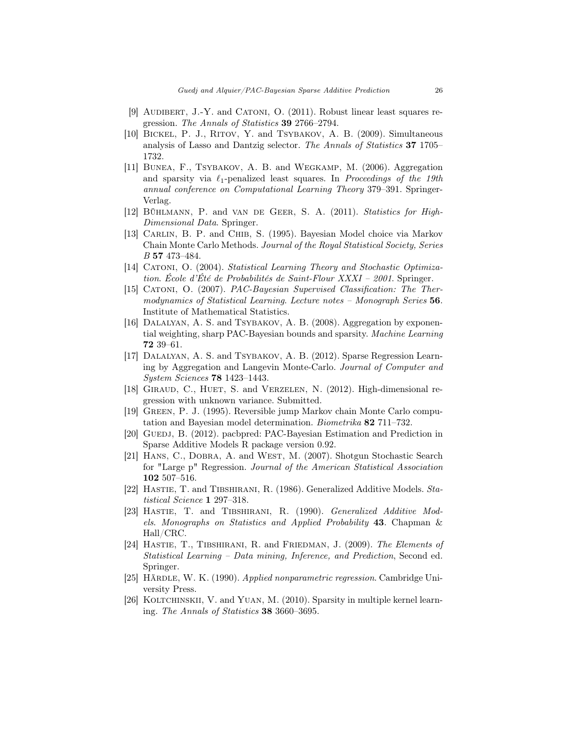[9] Audibert, J.-Y. and Catoni, O. (2011). Robust linear least squares regression. *The Annals of Statistics* **39** 2766–2794.

[10] Bickel, P. J., Ritov, Y. and Tsybakov, A. B. (2009). Simultaneous analysis of Lasso and Dantzig selector. *The Annals of Statistics* **37** 1705–1732.

[11] Bunea, F., Tsybakov, A. B. and Wegkamp, M. (2006). Aggregation and sparsity via $\ell_1$-penalized least squares. In *Proceedings of the 19th annual conference on Computational Learning Theory* 379–391. Springer-Verlag.

[12] Bühlmann, P. and van de Geer, S. A. (2011). *Statistics for High-Dimensional Data*. Springer.

[13] Carlin, B. P. and Chib, S. (1995). Bayesian Model choice via Markov Chain Monte Carlo Methods. *Journal of the Royal Statistical Society, Series B* **57** 473–484.

[14] Catoni, O. (2004). *Statistical Learning Theory and Stochastic Optimization. École d'Été de Probabilités de Saint-Flour XXXI – 2001*. Springer.

[15] Catoni, O. (2007). *PAC-Bayesian Supervised Classification: The Thermodynamics of Statistical Learning. Lecture notes – Monograph Series* **56**. Institute of Mathematical Statistics.

[16] Dalalyan, A. S. and Tsybakov, A. B. (2008). Aggregation by exponential weighting, sharp PAC-Bayesian bounds and sparsity. *Machine Learning* **72** 39–61.

[17] Dalalyan, A. S. and Tsybakov, A. B. (2012). Sparse Regression Learning by Aggregation and Langevin Monte-Carlo. *Journal of Computer and System Sciences* **78** 1423–1443.

[18] Giraud, C., Huet, S. and Verzelen, N. (2012). High-dimensional regression with unknown variance. Submitted.

[19] Green, P. J. (1995). Reversible jump Markov chain Monte Carlo computation and Bayesian model determination. *Biometrika* **82** 711–732.

[20] Guedj, B. (2012). pacbpred: PAC-Bayesian Estimation and Prediction in Sparse Additive Models R package version 0.92.

[21] Hans, C., Dobra, A. and West, M. (2007). Shotgun Stochastic Search for "Large p" Regression. *Journal of the American Statistical Association* **102** 507–516.

[22] Hastie, T. and Tibshirani, R. (1986). Generalized Additive Models. *Statistical Science* **1** 297–318.

[23] Hastie, T. and Tibshirani, R. (1990). *Generalized Additive Models. Monographs on Statistics and Applied Probability* **43**. Chapman & Hall/CRC.

[24] Hastie, T., Tibshirani, R. and Friedman, J. (2009). *The Elements of Statistical Learning – Data mining, Inference, and Prediction*, Second ed. Springer.

[25] Härdle, W. K. (1990). *Applied nonparametric regression*. Cambridge University Press.

[26] Koltchinskii, V. and Yuan, M. (2010). Sparsity in multiple kernel learning. *The Annals of Statistics* **38** 3660–3695.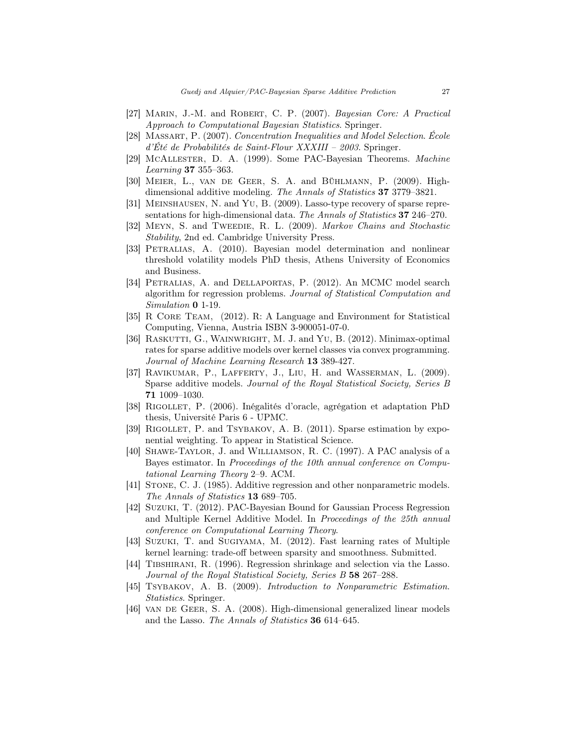[27] Marin, J.-M. and Robert, C. P. (2007). *Bayesian Core: A Practical Approach to Computational Bayesian Statistics*. Springer.

[28] Massart, P. (2007). *Concentration Inequalities and Model Selection. École d'Été de Probabilités de Saint-Flour XXXIII – 2003*. Springer.

[29] McAllester, D. A. (1999). Some PAC-Bayesian Theorems. *Machine Learning* **37** 355–363.

[30] Meier, L., van de Geer, S. A. and Bühlmann, P. (2009). High-dimensional additive modeling. *The Annals of Statistics* **37** 3779–3821.

[31] Meinshausen, N. and Yu, B. (2009). Lasso-type recovery of sparse representations for high-dimensional data. *The Annals of Statistics* **37** 246–270.

[32] Meyn, S. and Tweedie, R. L. (2009). *Markov Chains and Stochastic Stability*, 2nd ed. Cambridge University Press.

[33] Petralias, A. (2010). Bayesian model determination and nonlinear threshold volatility models PhD thesis, Athens University of Economics and Business.

[34] Petralias, A. and Dellaportas, P. (2012). An MCMC model search algorithm for regression problems. *Journal of Statistical Computation and Simulation* **0** 1-19.

[35] R Core Team, (2012). R: A Language and Environment for Statistical Computing, Vienna, Austria ISBN 3-900051-07-0.

[36] Raskutti, G., Wainwright, M. J. and Yu, B. (2012). Minimax-optimal rates for sparse additive models over kernel classes via convex programming. *Journal of Machine Learning Research* **13** 389-427.

[37] Ravikumar, P., Lafferty, J., Liu, H. and Wasserman, L. (2009). Sparse additive models. *Journal of the Royal Statistical Society, Series B* **71** 1009–1030.

[38] Rigollet, P. (2006). Inégalités d'oracle, agrégation et adaptation PhD thesis, Université Paris 6 - UPMC.

[39] Rigollet, P. and Tsybakov, A. B. (2011). Sparse estimation by exponential weighting. To appear in Statistical Science.

[40] Shawe-Taylor, J. and Williamson, R. C. (1997). A PAC analysis of a Bayes estimator. In *Proceedings of the 10th annual conference on Computational Learning Theory* 2–9. ACM.

[41] Stone, C. J. (1985). Additive regression and other nonparametric models. *The Annals of Statistics* **13** 689–705.

[42] Suzuki, T. (2012). PAC-Bayesian Bound for Gaussian Process Regression and Multiple Kernel Additive Model. In *Proceedings of the 25th annual conference on Computational Learning Theory*.

[43] Suzuki, T. and Sugiyama, M. (2012). Fast learning rates of Multiple kernel learning: trade-off between sparsity and smoothness. Submitted.

[44] Tibshirani, R. (1996). Regression shrinkage and selection via the Lasso. *Journal of the Royal Statistical Society, Series B* **58** 267–288.

[45] Tsybakov, A. B. (2009). *Introduction to Nonparametric Estimation. Statistics*. Springer.

[46] van de Geer, S. A. (2008). High-dimensional generalized linear models and the Lasso. *The Annals of Statistics* **36** 614–645.